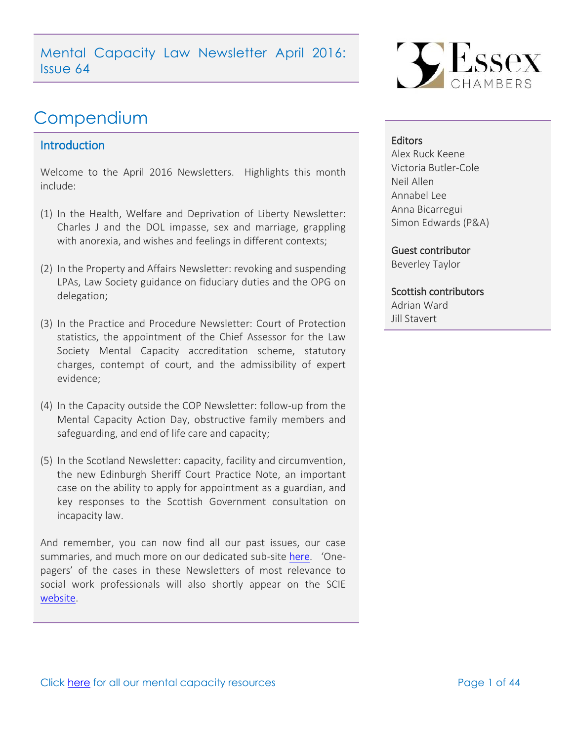# Mental Capacity Law Newsletter April 2016: Issue 64

## Compendium

### Introduction

Welcome to the April 2016 Newsletters. Highlights this month include:

(1) In the Health, Welfare and Deprivation of Liberty Newsletter: Charles J and the DOL impasse, sex and marriage, grappling with anorexia, and wishes and feelings in different contexts;

(2) In the Property and Affairs Newsletter: revoking and suspending LPAs, Law Society guidance on fiduciary duties and the OPG on delegation;

(3) In the Practice and Procedure Newsletter: Court of Protection statistics, the appointment of the Chief Assessor for the Law Society Mental Capacity accreditation scheme, statutory charges, contempt of court, and the admissibility of expert evidence;

(4) In the Capacity outside the COP Newsletter: follow-up from the Mental Capacity Action Day, obstructive family members and safeguarding, and end of life care and capacity;

(5) In the Scotland Newsletter: capacity, facility and circumvention, the new Edinburgh Sheriff Court Practice Note, an important case on the ability to apply for appointment as a guardian, and key responses to the Scottish Government consultation on incapacity law.

And remember, you can now find all our past issues, our case summaries, and much more on our dedicated sub-site here. 'One-pagers' of the cases in these Newsletters of most relevance to social work professionals will also shortly appear on the SCIE website.

**Editors**
Alex Ruck Keene
Victoria Butler-Cole
Neil Allen
Annabel Lee
Anna Bicarregui
Simon Edwards (P&A)

**Guest contributor**
Beverley Taylor

**Scottish contributors**
Adrian Ward
Jill Stavert

Click here for all our mental capacity resources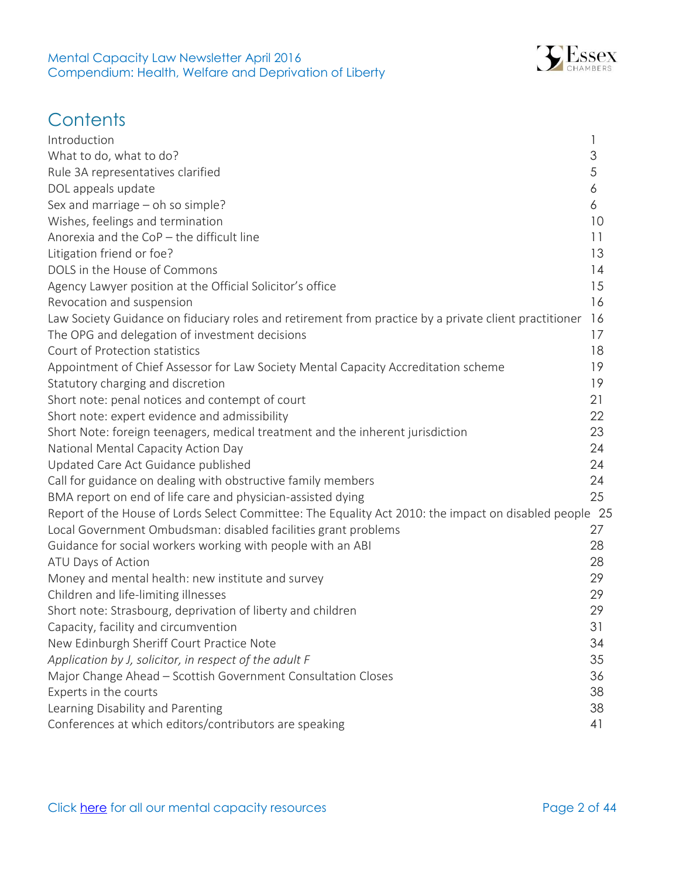# Contents

| | |
|---|---|
| Introduction | 1 |
| What to do, what to do? | 3 |
| Rule 3A representatives clarified | 5 |
| DOL appeals update | 6 |
| Sex and marriage – oh so simple? | 6 |
| Wishes, feelings and termination | 10 |
| Anorexia and the CoP – the difficult line | 11 |
| Litigation friend or foe? | 13 |
| DOLS in the House of Commons | 14 |
| Agency Lawyer position at the Official Solicitor's office | 15 |
| Revocation and suspension | 16 |
| Law Society Guidance on fiduciary roles and retirement from practice by a private client practitioner | 16 |
| The OPG and delegation of investment decisions | 17 |
| Court of Protection statistics | 18 |
| Appointment of Chief Assessor for Law Society Mental Capacity Accreditation scheme | 19 |
| Statutory charging and discretion | 19 |
| Short note: penal notices and contempt of court | 21 |
| Short note: expert evidence and admissibility | 22 |
| Short Note: foreign teenagers, medical treatment and the inherent jurisdiction | 23 |
| National Mental Capacity Action Day | 24 |
| Updated Care Act Guidance published | 24 |
| Call for guidance on dealing with obstructive family members | 24 |
| BMA report on end of life care and physician-assisted dying | 25 |
| Report of the House of Lords Select Committee: The Equality Act 2010: the impact on disabled people | 25 |
| Local Government Ombudsman: disabled facilities grant problems | 27 |
| Guidance for social workers working with people with an ABI | 28 |
| ATU Days of Action | 28 |
| Money and mental health: new institute and survey | 29 |
| Children and life-limiting illnesses | 29 |
| Short note: Strasbourg, deprivation of liberty and children | 29 |
| Capacity, facility and circumvention | 31 |
| New Edinburgh Sheriff Court Practice Note | 34 |
| *Application by J, solicitor, in respect of the adult F* | 35 |
| Major Change Ahead – Scottish Government Consultation Closes | 36 |
| Experts in the courts | 38 |
| Learning Disability and Parenting | 38 |
| Conferences at which editors/contributors are speaking | 41 |

Click here for all our mental capacity resources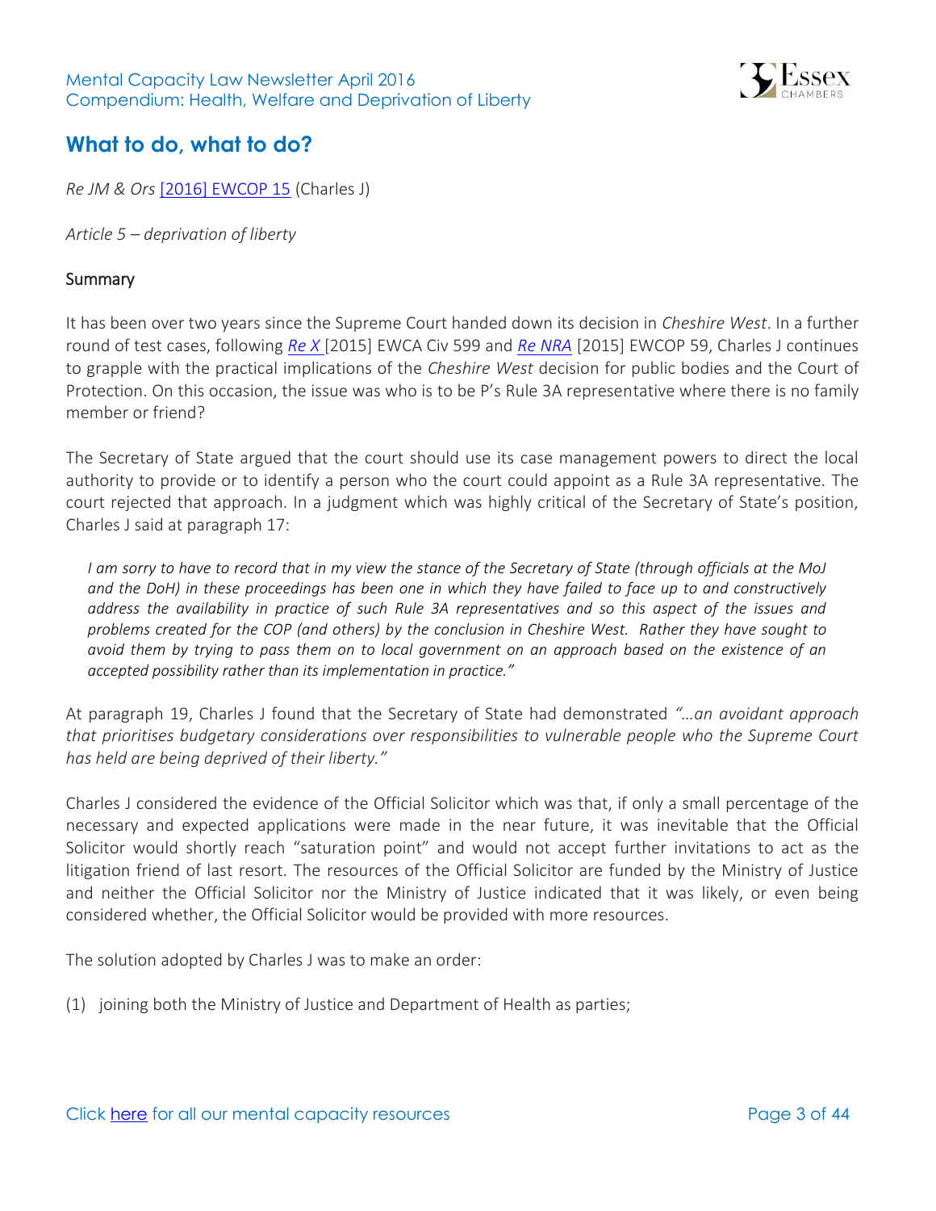## What to do, what to do?

*Re JM & Ors* [2016] EWCOP 15 (Charles J)

*Article 5 – deprivation of liberty*

### Summary

It has been over two years since the Supreme Court handed down its decision in *Cheshire West*. In a further round of test cases, following *Re X* [2015] EWCA Civ 599 and *Re NRA* [2015] EWCOP 59, Charles J continues to grapple with the practical implications of the *Cheshire West* decision for public bodies and the Court of Protection. On this occasion, the issue was who is to be P's Rule 3A representative where there is no family member or friend?

The Secretary of State argued that the court should use its case management powers to direct the local authority to provide or to identify a person who the court could appoint as a Rule 3A representative. The court rejected that approach. In a judgment which was highly critical of the Secretary of State's position, Charles J said at paragraph 17:

> *I am sorry to have to record that in my view the stance of the Secretary of State (through officials at the MoJ and the DoH) in these proceedings has been one in which they have failed to face up to and constructively address the availability in practice of such Rule 3A representatives and so this aspect of the issues and problems created for the COP (and others) by the conclusion in Cheshire West. Rather they have sought to avoid them by trying to pass them on to local government on an approach based on the existence of an accepted possibility rather than its implementation in practice."*

At paragraph 19, Charles J found that the Secretary of State had demonstrated *"…an avoidant approach that prioritises budgetary considerations over responsibilities to vulnerable people who the Supreme Court has held are being deprived of their liberty."*

Charles J considered the evidence of the Official Solicitor which was that, if only a small percentage of the necessary and expected applications were made in the near future, it was inevitable that the Official Solicitor would shortly reach "saturation point" and would not accept further invitations to act as the litigation friend of last resort. The resources of the Official Solicitor are funded by the Ministry of Justice and neither the Official Solicitor nor the Ministry of Justice indicated that it was likely, or even being considered whether, the Official Solicitor would be provided with more resources.

The solution adopted by Charles J was to make an order:

(1) joining both the Ministry of Justice and Department of Health as parties;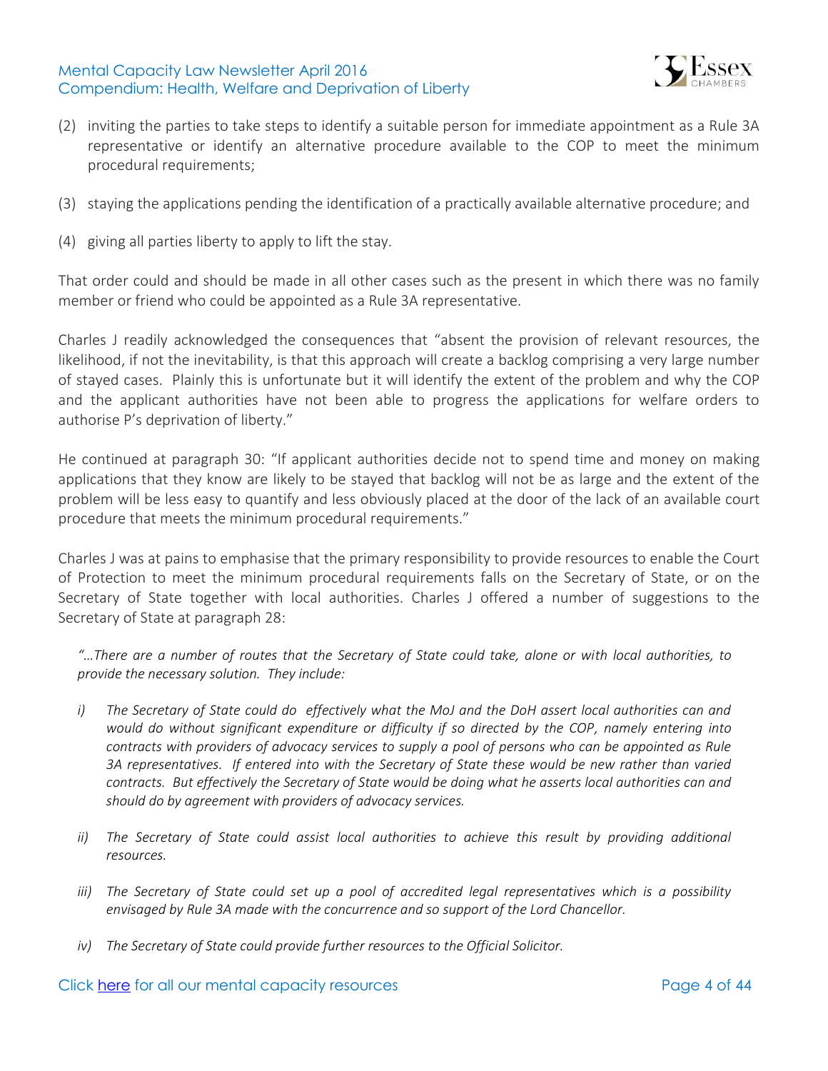(2) inviting the parties to take steps to identify a suitable person for immediate appointment as a Rule 3A representative or identify an alternative procedure available to the COP to meet the minimum procedural requirements;

(3) staying the applications pending the identification of a practically available alternative procedure; and

(4) giving all parties liberty to apply to lift the stay.

That order could and should be made in all other cases such as the present in which there was no family member or friend who could be appointed as a Rule 3A representative.

Charles J readily acknowledged the consequences that "absent the provision of relevant resources, the likelihood, if not the inevitability, is that this approach will create a backlog comprising a very large number of stayed cases. Plainly this is unfortunate but it will identify the extent of the problem and why the COP and the applicant authorities have not been able to progress the applications for welfare orders to authorise P's deprivation of liberty."

He continued at paragraph 30: "If applicant authorities decide not to spend time and money on making applications that they know are likely to be stayed that backlog will not be as large and the extent of the problem will be less easy to quantify and less obviously placed at the door of the lack of an available court procedure that meets the minimum procedural requirements."

Charles J was at pains to emphasise that the primary responsibility to provide resources to enable the Court of Protection to meet the minimum procedural requirements falls on the Secretary of State, or on the Secretary of State together with local authorities. Charles J offered a number of suggestions to the Secretary of State at paragraph 28:

> *"…There are a number of routes that the Secretary of State could take, alone or with local authorities, to provide the necessary solution. They include:*
>
> *i) The Secretary of State could do effectively what the MoJ and the DoH assert local authorities can and would do without significant expenditure or difficulty if so directed by the COP, namely entering into contracts with providers of advocacy services to supply a pool of persons who can be appointed as Rule 3A representatives. If entered into with the Secretary of State these would be new rather than varied contracts. But effectively the Secretary of State would be doing what he asserts local authorities can and should do by agreement with providers of advocacy services.*
>
> *ii) The Secretary of State could assist local authorities to achieve this result by providing additional resources.*
>
> *iii) The Secretary of State could set up a pool of accredited legal representatives which is a possibility envisaged by Rule 3A made with the concurrence and so support of the Lord Chancellor.*
>
> *iv) The Secretary of State could provide further resources to the Official Solicitor.*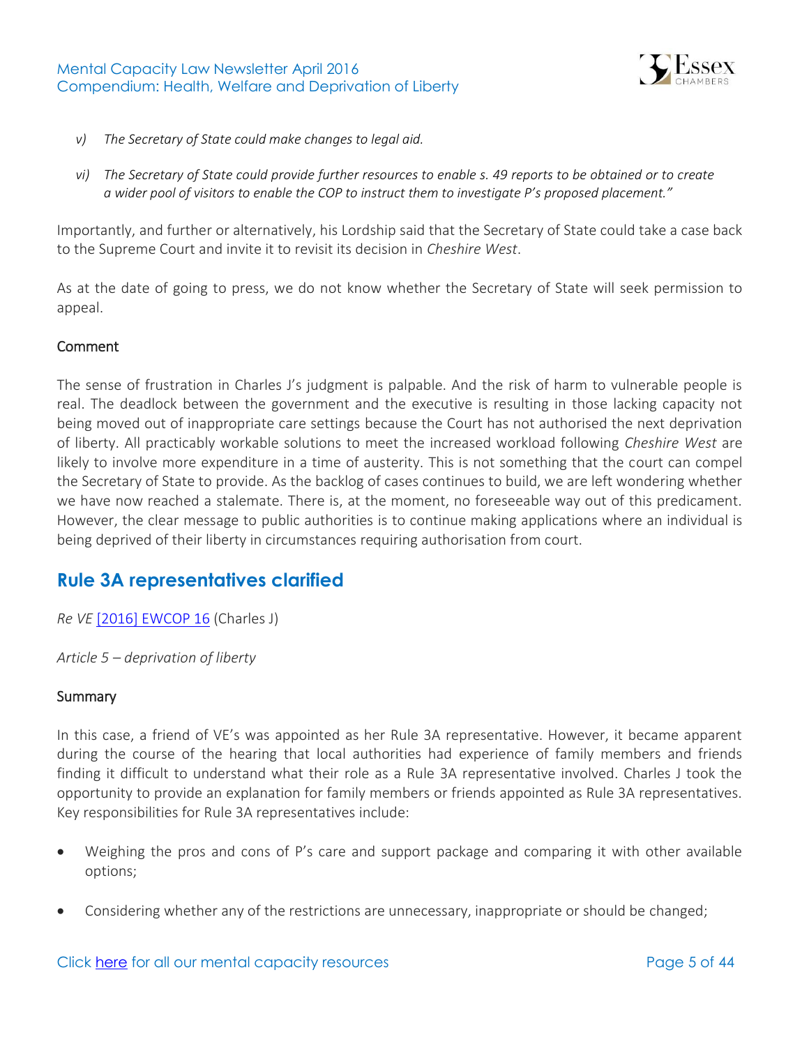> *v) The Secretary of State could make changes to legal aid.*
>
> *vi) The Secretary of State could provide further resources to enable s. 49 reports to be obtained or to create a wider pool of visitors to enable the COP to instruct them to investigate P's proposed placement."*

Importantly, and further or alternatively, his Lordship said that the Secretary of State could take a case back to the Supreme Court and invite it to revisit its decision in *Cheshire West*.

As at the date of going to press, we do not know whether the Secretary of State will seek permission to appeal.

### Comment

The sense of frustration in Charles J's judgment is palpable. And the risk of harm to vulnerable people is real. The deadlock between the government and the executive is resulting in those lacking capacity not being moved out of inappropriate care settings because the Court has not authorised the next deprivation of liberty. All practicably workable solutions to meet the increased workload following *Cheshire West* are likely to involve more expenditure in a time of austerity. This is not something that the court can compel the Secretary of State to provide. As the backlog of cases continues to build, we are left wondering whether we have now reached a stalemate. There is, at the moment, no foreseeable way out of this predicament. However, the clear message to public authorities is to continue making applications where an individual is being deprived of their liberty in circumstances requiring authorisation from court.

## Rule 3A representatives clarified

*Re VE* [2016] EWCOP 16 (Charles J)

*Article 5 – deprivation of liberty*

### Summary

In this case, a friend of VE's was appointed as her Rule 3A representative. However, it became apparent during the course of the hearing that local authorities had experience of family members and friends finding it difficult to understand what their role as a Rule 3A representative involved. Charles J took the opportunity to provide an explanation for family members or friends appointed as Rule 3A representatives. Key responsibilities for Rule 3A representatives include:

- Weighing the pros and cons of P's care and support package and comparing it with other available options;
- Considering whether any of the restrictions are unnecessary, inappropriate or should be changed;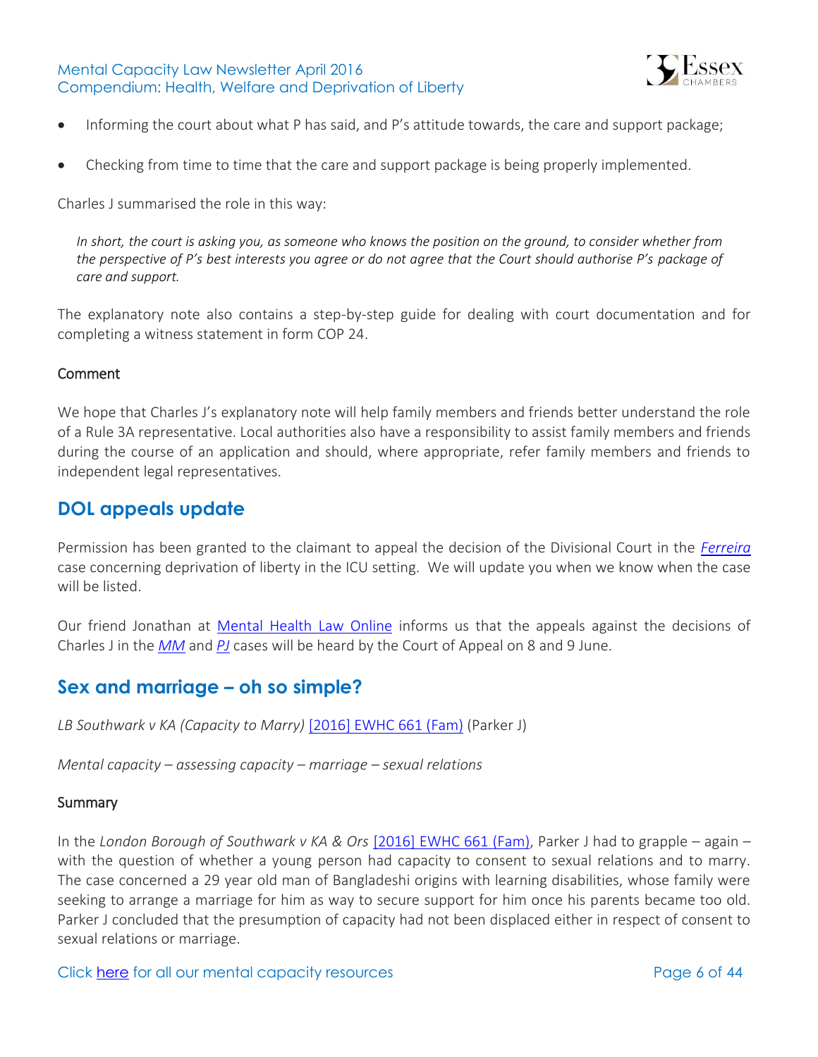- Informing the court about what P has said, and P's attitude towards, the care and support package;
- Checking from time to time that the care and support package is being properly implemented.

Charles J summarised the role in this way:

> *In short, the court is asking you, as someone who knows the position on the ground, to consider whether from the perspective of P's best interests you agree or do not agree that the Court should authorise P's package of care and support.*

The explanatory note also contains a step-by-step guide for dealing with court documentation and for completing a witness statement in form COP 24.

### Comment

We hope that Charles J's explanatory note will help family members and friends better understand the role of a Rule 3A representative. Local authorities also have a responsibility to assist family members and friends during the course of an application and should, where appropriate, refer family members and friends to independent legal representatives.

## DOL appeals update

Permission has been granted to the claimant to appeal the decision of the Divisional Court in the *Ferreira* case concerning deprivation of liberty in the ICU setting. We will update you when we know when the case will be listed.

Our friend Jonathan at Mental Health Law Online informs us that the appeals against the decisions of Charles J in the *MM* and *PJ* cases will be heard by the Court of Appeal on 8 and 9 June.

## Sex and marriage – oh so simple?

*LB Southwark v KA (Capacity to Marry)* [2016] EWHC 661 (Fam) (Parker J)

*Mental capacity – assessing capacity – marriage – sexual relations*

### Summary

In the *London Borough of Southwark v KA & Ors* [2016] EWHC 661 (Fam), Parker J had to grapple – again – with the question of whether a young person had capacity to consent to sexual relations and to marry. The case concerned a 29 year old man of Bangladeshi origins with learning disabilities, whose family were seeking to arrange a marriage for him as way to secure support for him once his parents became too old. Parker J concluded that the presumption of capacity had not been displaced either in respect of consent to sexual relations or marriage.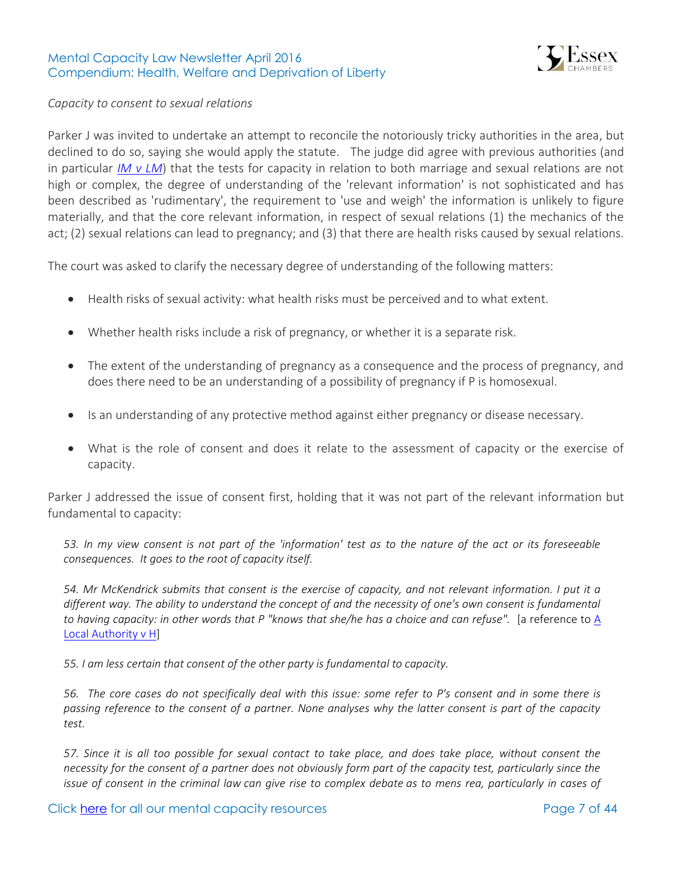*Capacity to consent to sexual relations*

Parker J was invited to undertake an attempt to reconcile the notoriously tricky authorities in the area, but declined to do so, saying she would apply the statute. The judge did agree with previous authorities (and in particular *IM v LM*) that the tests for capacity in relation to both marriage and sexual relations are not high or complex, the degree of understanding of the 'relevant information' is not sophisticated and has been described as 'rudimentary', the requirement to 'use and weigh' the information is unlikely to figure materially, and that the core relevant information, in respect of sexual relations (1) the mechanics of the act; (2) sexual relations can lead to pregnancy; and (3) that there are health risks caused by sexual relations.

The court was asked to clarify the necessary degree of understanding of the following matters:

- Health risks of sexual activity: what health risks must be perceived and to what extent.
- Whether health risks include a risk of pregnancy, or whether it is a separate risk.
- The extent of the understanding of pregnancy as a consequence and the process of pregnancy, and does there need to be an understanding of a possibility of pregnancy if P is homosexual.
- Is an understanding of any protective method against either pregnancy or disease necessary.
- What is the role of consent and does it relate to the assessment of capacity or the exercise of capacity.

Parker J addressed the issue of consent first, holding that it was not part of the relevant information but fundamental to capacity:

> *53. In my view consent is not part of the 'information' test as to the nature of the act or its foreseeable consequences. It goes to the root of capacity itself.*
>
> *54. Mr McKendrick submits that consent is the exercise of capacity, and not relevant information. I put it a different way. The ability to understand the concept of and the necessity of one's own consent is fundamental to having capacity: in other words that P "knows that she/he has a choice and can refuse".* [a reference to A Local Authority v H]
>
> *55. I am less certain that consent of the other party is fundamental to capacity.*
>
> *56. The core cases do not specifically deal with this issue: some refer to P's consent and in some there is passing reference to the consent of a partner. None analyses why the latter consent is part of the capacity test.*
>
> *57. Since it is all too possible for sexual contact to take place, and does take place, without consent the necessity for the consent of a partner does not obviously form part of the capacity test, particularly since the issue of consent in the criminal law can give rise to complex debate as to mens rea, particularly in cases of*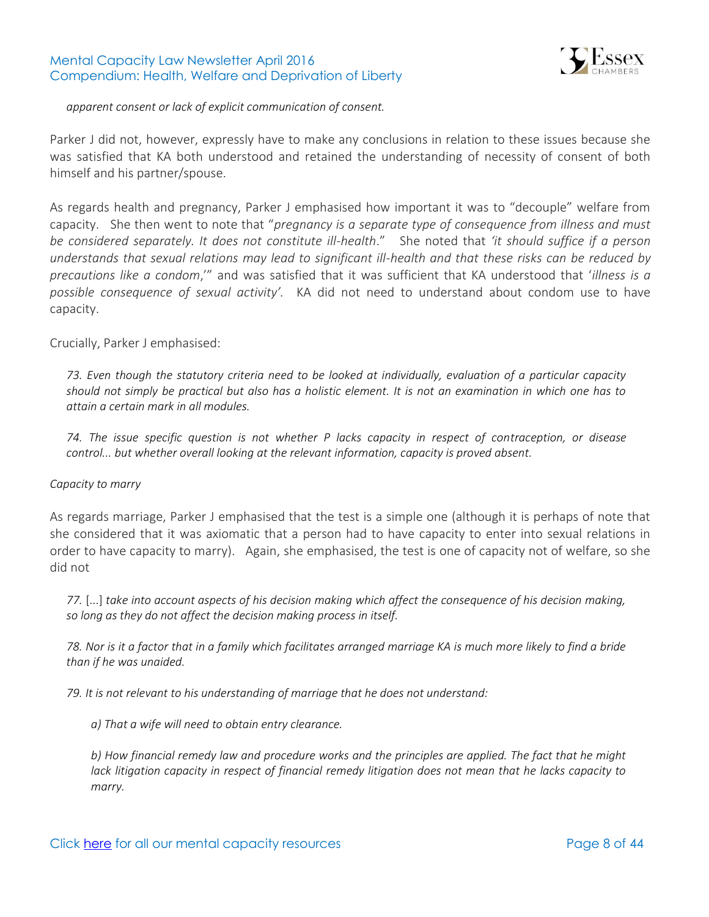*apparent consent or lack of explicit communication of consent.*

Parker J did not, however, expressly have to make any conclusions in relation to these issues because she was satisfied that KA both understood and retained the understanding of necessity of consent of both himself and his partner/spouse.

As regards health and pregnancy, Parker J emphasised how important it was to "decouple" welfare from capacity. She then went to note that "*pregnancy is a separate type of consequence from illness and must be considered separately. It does not constitute ill-health*." She noted that *'it should suffice if a person understands that sexual relations may lead to significant ill-health and that these risks can be reduced by precautions like a condom*,'" and was satisfied that it was sufficient that KA understood that '*illness is a possible consequence of sexual activity'*. KA did not need to understand about condom use to have capacity.

Crucially, Parker J emphasised:

> *73. Even though the statutory criteria need to be looked at individually, evaluation of a particular capacity should not simply be practical but also has a holistic element. It is not an examination in which one has to attain a certain mark in all modules.*
>
> *74. The issue specific question is not whether P lacks capacity in respect of contraception, or disease control... but whether overall looking at the relevant information, capacity is proved absent.*

*Capacity to marry*

As regards marriage, Parker J emphasised that the test is a simple one (although it is perhaps of note that she considered that it was axiomatic that a person had to have capacity to enter into sexual relations in order to have capacity to marry). Again, she emphasised, the test is one of capacity not of welfare, so she did not

> *77.* [...] *take into account aspects of his decision making which affect the consequence of his decision making, so long as they do not affect the decision making process in itself.*
>
> *78. Nor is it a factor that in a family which facilitates arranged marriage KA is much more likely to find a bride than if he was unaided.*
>
> *79. It is not relevant to his understanding of marriage that he does not understand:*
>
> > *a) That a wife will need to obtain entry clearance.*
> >
> > *b) How financial remedy law and procedure works and the principles are applied. The fact that he might lack litigation capacity in respect of financial remedy litigation does not mean that he lacks capacity to marry.*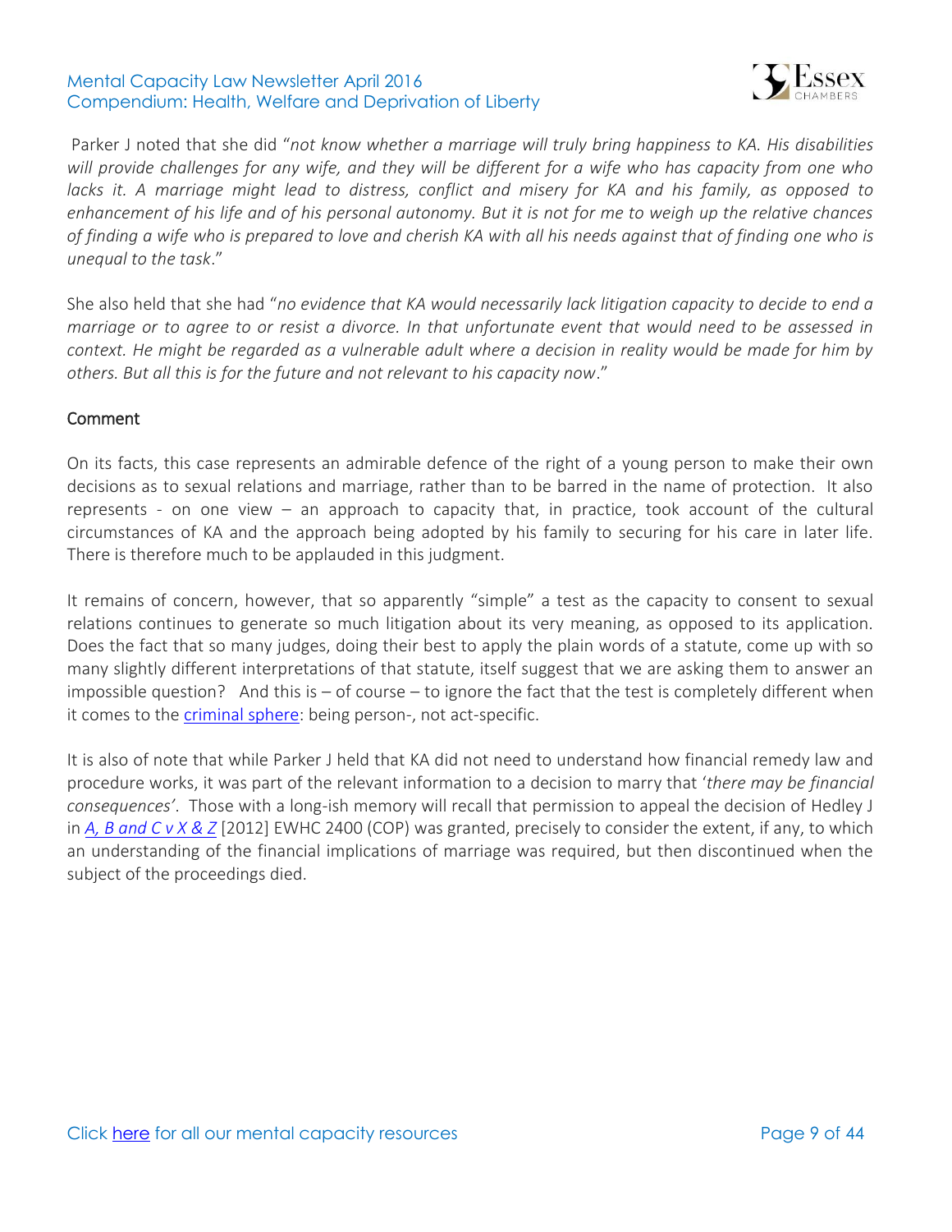Parker J noted that she did "*not know whether a marriage will truly bring happiness to KA. His disabilities will provide challenges for any wife, and they will be different for a wife who has capacity from one who lacks it. A marriage might lead to distress, conflict and misery for KA and his family, as opposed to enhancement of his life and of his personal autonomy. But it is not for me to weigh up the relative chances of finding a wife who is prepared to love and cherish KA with all his needs against that of finding one who is unequal to the task*."

She also held that she had "*no evidence that KA would necessarily lack litigation capacity to decide to end a marriage or to agree to or resist a divorce. In that unfortunate event that would need to be assessed in context. He might be regarded as a vulnerable adult where a decision in reality would be made for him by others. But all this is for the future and not relevant to his capacity now*."

### Comment

On its facts, this case represents an admirable defence of the right of a young person to make their own decisions as to sexual relations and marriage, rather than to be barred in the name of protection. It also represents - on one view – an approach to capacity that, in practice, took account of the cultural circumstances of KA and the approach being adopted by his family to securing for his care in later life. There is therefore much to be applauded in this judgment.

It remains of concern, however, that so apparently "simple" a test as the capacity to consent to sexual relations continues to generate so much litigation about its very meaning, as opposed to its application. Does the fact that so many judges, doing their best to apply the plain words of a statute, come up with so many slightly different interpretations of that statute, itself suggest that we are asking them to answer an impossible question? And this is – of course – to ignore the fact that the test is completely different when it comes to the criminal sphere: being person-, not act-specific.

It is also of note that while Parker J held that KA did not need to understand how financial remedy law and procedure works, it was part of the relevant information to a decision to marry that '*there may be financial consequences'*. Those with a long-ish memory will recall that permission to appeal the decision of Hedley J in *A, B and C v X & Z* [2012] EWHC 2400 (COP) was granted, precisely to consider the extent, if any, to which an understanding of the financial implications of marriage was required, but then discontinued when the subject of the proceedings died.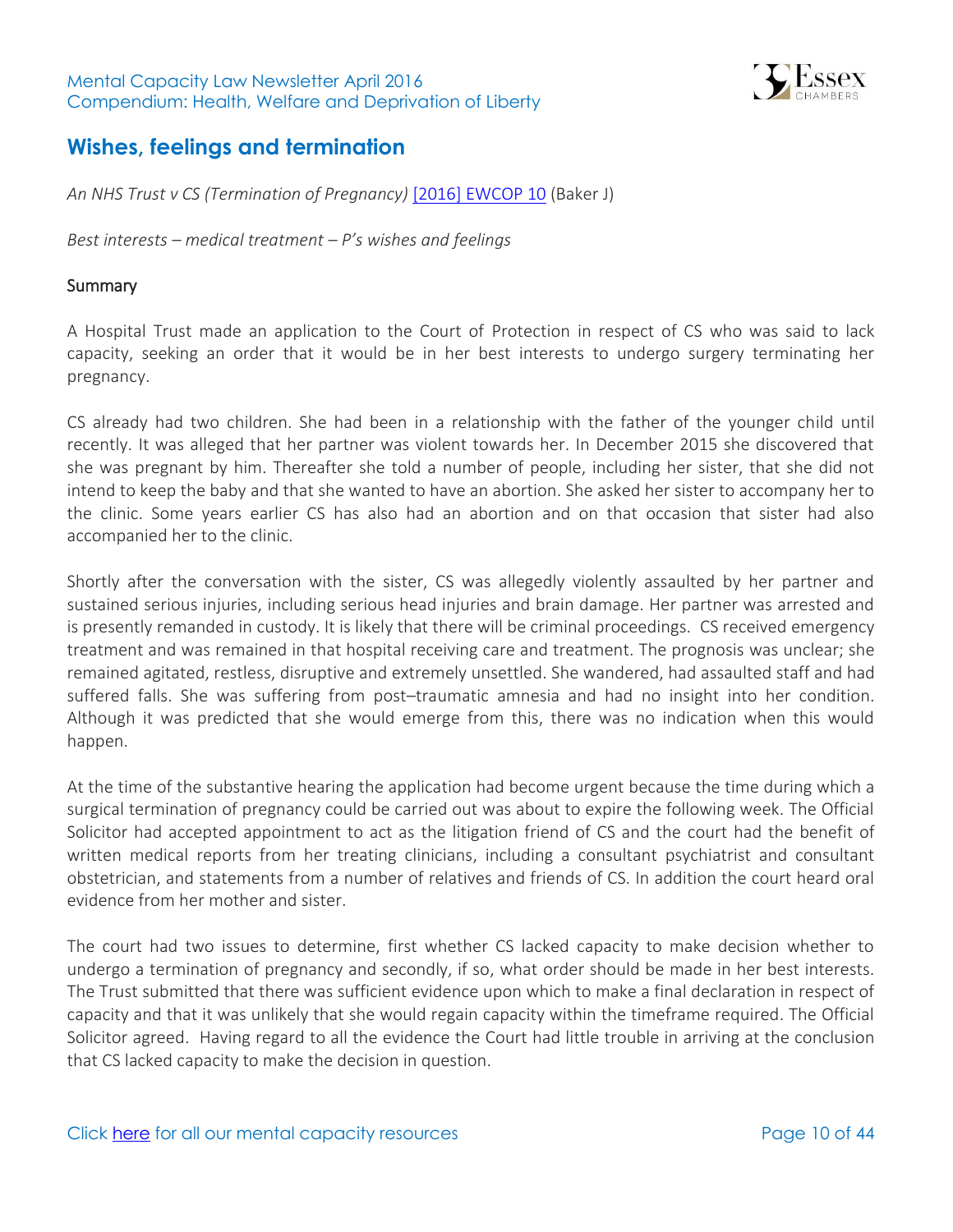## Wishes, feelings and termination

*An NHS Trust v CS (Termination of Pregnancy)* [2016] EWCOP 10 (Baker J)

*Best interests – medical treatment – P's wishes and feelings*

### Summary

A Hospital Trust made an application to the Court of Protection in respect of CS who was said to lack capacity, seeking an order that it would be in her best interests to undergo surgery terminating her pregnancy.

CS already had two children. She had been in a relationship with the father of the younger child until recently. It was alleged that her partner was violent towards her. In December 2015 she discovered that she was pregnant by him. Thereafter she told a number of people, including her sister, that she did not intend to keep the baby and that she wanted to have an abortion. She asked her sister to accompany her to the clinic. Some years earlier CS has also had an abortion and on that occasion that sister had also accompanied her to the clinic.

Shortly after the conversation with the sister, CS was allegedly violently assaulted by her partner and sustained serious injuries, including serious head injuries and brain damage. Her partner was arrested and is presently remanded in custody. It is likely that there will be criminal proceedings. CS received emergency treatment and was remained in that hospital receiving care and treatment. The prognosis was unclear; she remained agitated, restless, disruptive and extremely unsettled. She wandered, had assaulted staff and had suffered falls. She was suffering from post–traumatic amnesia and had no insight into her condition. Although it was predicted that she would emerge from this, there was no indication when this would happen.

At the time of the substantive hearing the application had become urgent because the time during which a surgical termination of pregnancy could be carried out was about to expire the following week. The Official Solicitor had accepted appointment to act as the litigation friend of CS and the court had the benefit of written medical reports from her treating clinicians, including a consultant psychiatrist and consultant obstetrician, and statements from a number of relatives and friends of CS. In addition the court heard oral evidence from her mother and sister.

The court had two issues to determine, first whether CS lacked capacity to make decision whether to undergo a termination of pregnancy and secondly, if so, what order should be made in her best interests. The Trust submitted that there was sufficient evidence upon which to make a final declaration in respect of capacity and that it was unlikely that she would regain capacity within the timeframe required. The Official Solicitor agreed. Having regard to all the evidence the Court had little trouble in arriving at the conclusion that CS lacked capacity to make the decision in question.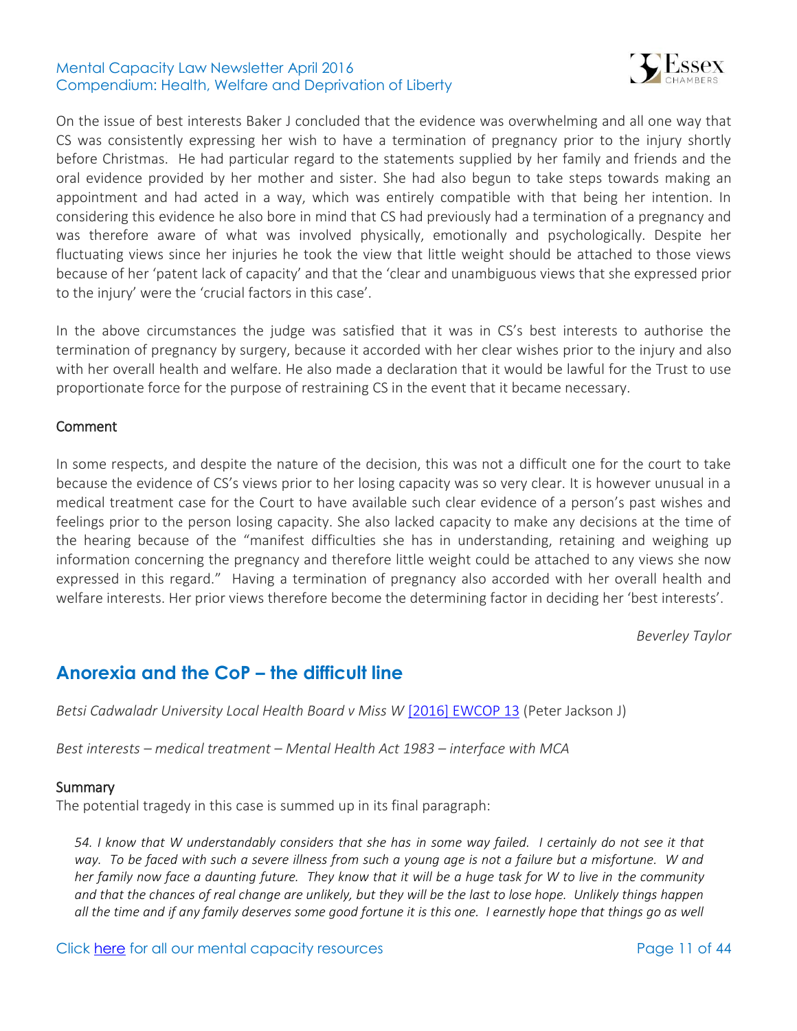On the issue of best interests Baker J concluded that the evidence was overwhelming and all one way that CS was consistently expressing her wish to have a termination of pregnancy prior to the injury shortly before Christmas. He had particular regard to the statements supplied by her family and friends and the oral evidence provided by her mother and sister. She had also begun to take steps towards making an appointment and had acted in a way, which was entirely compatible with that being her intention. In considering this evidence he also bore in mind that CS had previously had a termination of a pregnancy and was therefore aware of what was involved physically, emotionally and psychologically. Despite her fluctuating views since her injuries he took the view that little weight should be attached to those views because of her 'patent lack of capacity' and that the 'clear and unambiguous views that she expressed prior to the injury' were the 'crucial factors in this case'.

In the above circumstances the judge was satisfied that it was in CS's best interests to authorise the termination of pregnancy by surgery, because it accorded with her clear wishes prior to the injury and also with her overall health and welfare. He also made a declaration that it would be lawful for the Trust to use proportionate force for the purpose of restraining CS in the event that it became necessary.

### Comment

In some respects, and despite the nature of the decision, this was not a difficult one for the court to take because the evidence of CS's views prior to her losing capacity was so very clear. It is however unusual in a medical treatment case for the Court to have available such clear evidence of a person's past wishes and feelings prior to the person losing capacity. She also lacked capacity to make any decisions at the time of the hearing because of the "manifest difficulties she has in understanding, retaining and weighing up information concerning the pregnancy and therefore little weight could be attached to any views she now expressed in this regard." Having a termination of pregnancy also accorded with her overall health and welfare interests. Her prior views therefore become the determining factor in deciding her 'best interests'.

*Beverley Taylor*

## Anorexia and the CoP – the difficult line

*Betsi Cadwaladr University Local Health Board v Miss W* [2016] EWCOP 13 (Peter Jackson J)

*Best interests – medical treatment – Mental Health Act 1983 – interface with MCA*

### Summary

The potential tragedy in this case is summed up in its final paragraph:

> *54. I know that W understandably considers that she has in some way failed. I certainly do not see it that way. To be faced with such a severe illness from such a young age is not a failure but a misfortune. W and her family now face a daunting future. They know that it will be a huge task for W to live in the community and that the chances of real change are unlikely, but they will be the last to lose hope. Unlikely things happen all the time and if any family deserves some good fortune it is this one. I earnestly hope that things go as well*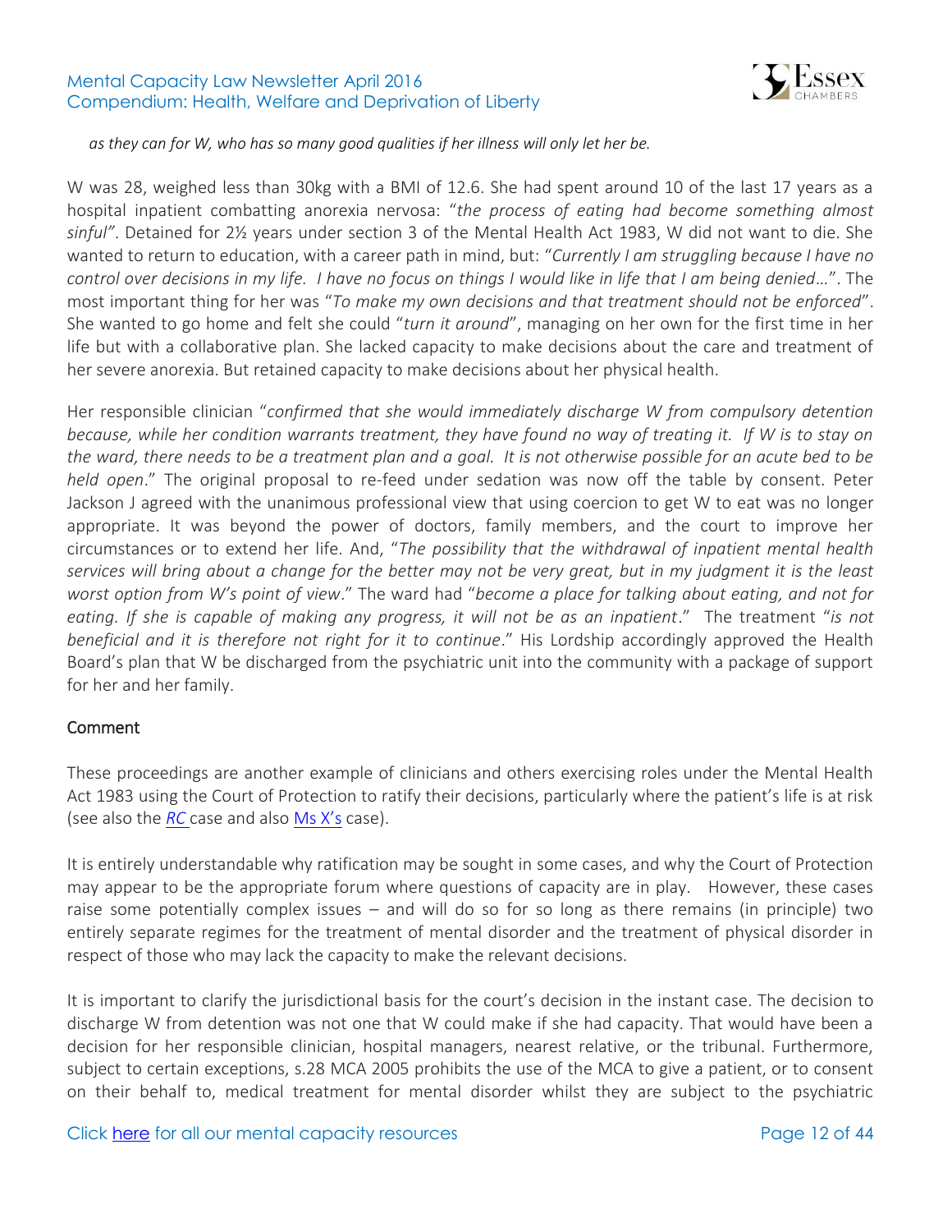*as they can for W, who has so many good qualities if her illness will only let her be.*

W was 28, weighed less than 30kg with a BMI of 12.6. She had spent around 10 of the last 17 years as a hospital inpatient combatting anorexia nervosa: "*the process of eating had become something almost sinful"*. Detained for 2½ years under section 3 of the Mental Health Act 1983, W did not want to die. She wanted to return to education, with a career path in mind, but: "*Currently I am struggling because I have no control over decisions in my life. I have no focus on things I would like in life that I am being denied…*". The most important thing for her was "*To make my own decisions and that treatment should not be enforced*". She wanted to go home and felt she could "*turn it around*", managing on her own for the first time in her life but with a collaborative plan. She lacked capacity to make decisions about the care and treatment of her severe anorexia. But retained capacity to make decisions about her physical health.

Her responsible clinician "*confirmed that she would immediately discharge W from compulsory detention because, while her condition warrants treatment, they have found no way of treating it. If W is to stay on the ward, there needs to be a treatment plan and a goal. It is not otherwise possible for an acute bed to be held open*." The original proposal to re-feed under sedation was now off the table by consent. Peter Jackson J agreed with the unanimous professional view that using coercion to get W to eat was no longer appropriate. It was beyond the power of doctors, family members, and the court to improve her circumstances or to extend her life. And, "*The possibility that the withdrawal of inpatient mental health services will bring about a change for the better may not be very great, but in my judgment it is the least worst option from W's point of view*." The ward had "*become a place for talking about eating, and not for eating. If she is capable of making any progress, it will not be as an inpatient*." The treatment "*is not beneficial and it is therefore not right for it to continue*." His Lordship accordingly approved the Health Board's plan that W be discharged from the psychiatric unit into the community with a package of support for her and her family.

## Comment

These proceedings are another example of clinicians and others exercising roles under the Mental Health Act 1983 using the Court of Protection to ratify their decisions, particularly where the patient's life is at risk (see also the *RC* case and also Ms X's case).

It is entirely understandable why ratification may be sought in some cases, and why the Court of Protection may appear to be the appropriate forum where questions of capacity are in play. However, these cases raise some potentially complex issues – and will do so for so long as there remains (in principle) two entirely separate regimes for the treatment of mental disorder and the treatment of physical disorder in respect of those who may lack the capacity to make the relevant decisions.

It is important to clarify the jurisdictional basis for the court's decision in the instant case. The decision to discharge W from detention was not one that W could make if she had capacity. That would have been a decision for her responsible clinician, hospital managers, nearest relative, or the tribunal. Furthermore, subject to certain exceptions, s.28 MCA 2005 prohibits the use of the MCA to give a patient, or to consent on their behalf to, medical treatment for mental disorder whilst they are subject to the psychiatric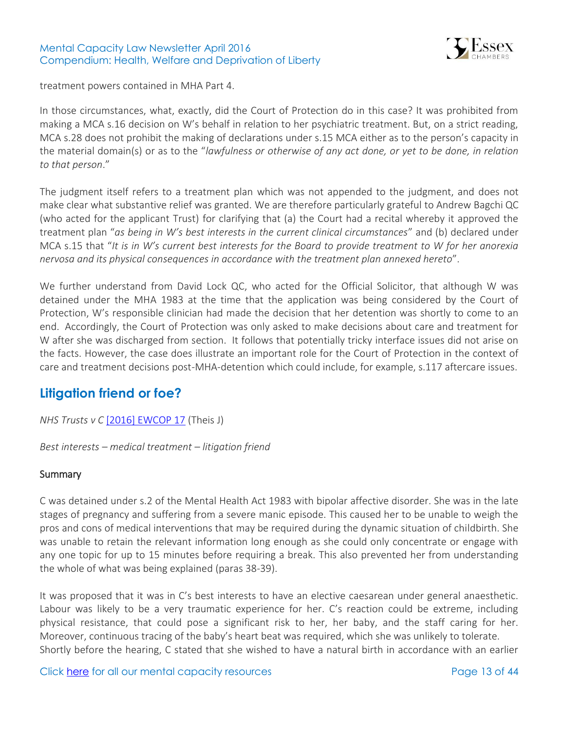treatment powers contained in MHA Part 4.

In those circumstances, what, exactly, did the Court of Protection do in this case? It was prohibited from making a MCA s.16 decision on W's behalf in relation to her psychiatric treatment. But, on a strict reading, MCA s.28 does not prohibit the making of declarations under s.15 MCA either as to the person's capacity in the material domain(s) or as to the "*lawfulness or otherwise of any act done, or yet to be done, in relation to that person*."

The judgment itself refers to a treatment plan which was not appended to the judgment, and does not make clear what substantive relief was granted. We are therefore particularly grateful to Andrew Bagchi QC (who acted for the applicant Trust) for clarifying that (a) the Court had a recital whereby it approved the treatment plan "*as being in W's best interests in the current clinical circumstances*" and (b) declared under MCA s.15 that "*It is in W's current best interests for the Board to provide treatment to W for her anorexia nervosa and its physical consequences in accordance with the treatment plan annexed hereto*".

We further understand from David Lock QC, who acted for the Official Solicitor, that although W was detained under the MHA 1983 at the time that the application was being considered by the Court of Protection, W's responsible clinician had made the decision that her detention was shortly to come to an end. Accordingly, the Court of Protection was only asked to make decisions about care and treatment for W after she was discharged from section. It follows that potentially tricky interface issues did not arise on the facts. However, the case does illustrate an important role for the Court of Protection in the context of care and treatment decisions post-MHA-detention which could include, for example, s.117 aftercare issues.

## Litigation friend or foe?

*NHS Trusts v C* [2016] EWCOP 17 (Theis J)

*Best interests – medical treatment – litigation friend*

### Summary

C was detained under s.2 of the Mental Health Act 1983 with bipolar affective disorder. She was in the late stages of pregnancy and suffering from a severe manic episode. This caused her to be unable to weigh the pros and cons of medical interventions that may be required during the dynamic situation of childbirth. She was unable to retain the relevant information long enough as she could only concentrate or engage with any one topic for up to 15 minutes before requiring a break. This also prevented her from understanding the whole of what was being explained (paras 38-39).

It was proposed that it was in C's best interests to have an elective caesarean under general anaesthetic. Labour was likely to be a very traumatic experience for her. C's reaction could be extreme, including physical resistance, that could pose a significant risk to her, her baby, and the staff caring for her. Moreover, continuous tracing of the baby's heart beat was required, which she was unlikely to tolerate. Shortly before the hearing, C stated that she wished to have a natural birth in accordance with an earlier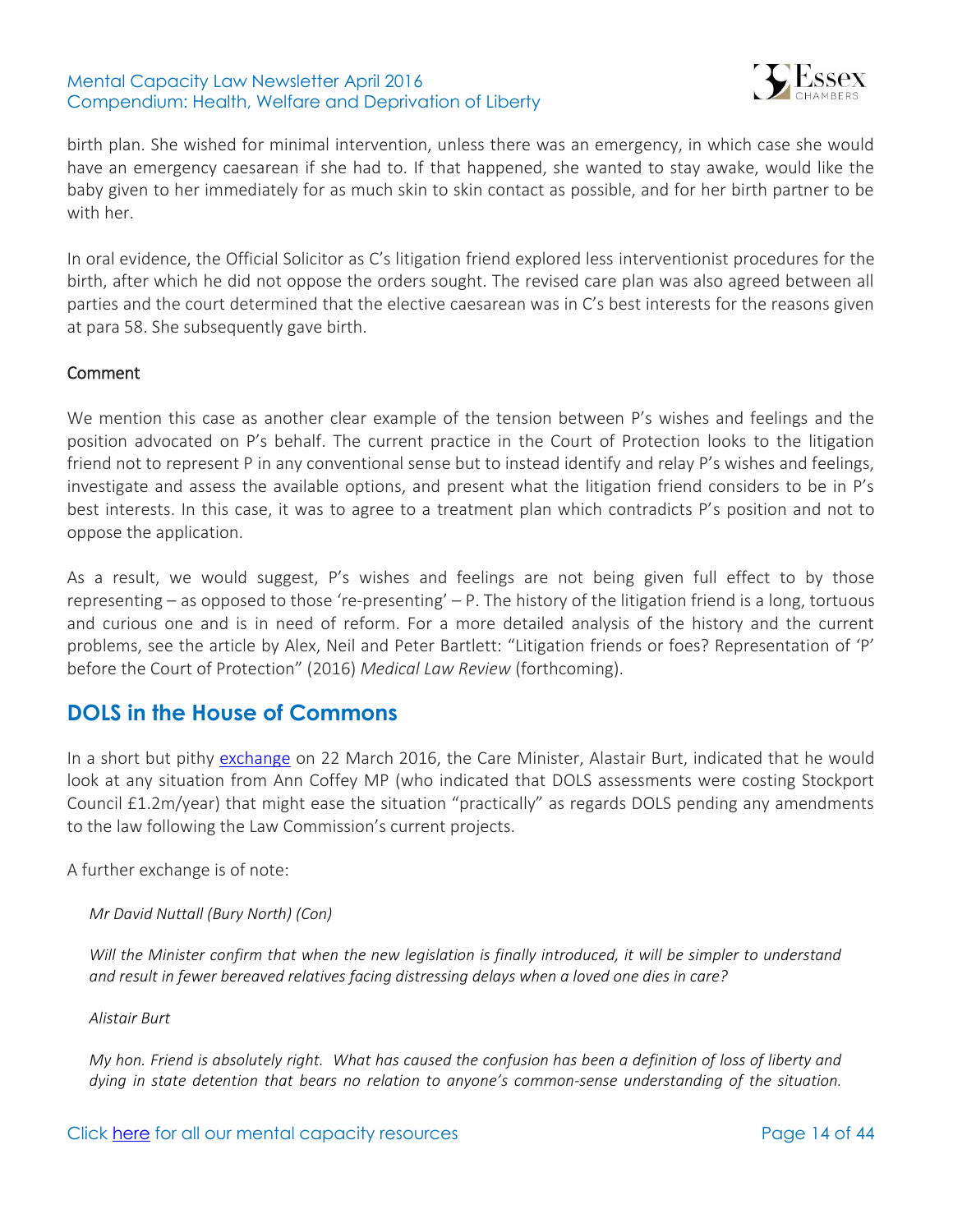birth plan. She wished for minimal intervention, unless there was an emergency, in which case she would have an emergency caesarean if she had to. If that happened, she wanted to stay awake, would like the baby given to her immediately for as much skin to skin contact as possible, and for her birth partner to be with her.

In oral evidence, the Official Solicitor as C's litigation friend explored less interventionist procedures for the birth, after which he did not oppose the orders sought. The revised care plan was also agreed between all parties and the court determined that the elective caesarean was in C's best interests for the reasons given at para 58. She subsequently gave birth.

### Comment

We mention this case as another clear example of the tension between P's wishes and feelings and the position advocated on P's behalf. The current practice in the Court of Protection looks to the litigation friend not to represent P in any conventional sense but to instead identify and relay P's wishes and feelings, investigate and assess the available options, and present what the litigation friend considers to be in P's best interests. In this case, it was to agree to a treatment plan which contradicts P's position and not to oppose the application.

As a result, we would suggest, P's wishes and feelings are not being given full effect to by those representing – as opposed to those 're-presenting' – P. The history of the litigation friend is a long, tortuous and curious one and is in need of reform. For a more detailed analysis of the history and the current problems, see the article by Alex, Neil and Peter Bartlett: "Litigation friends or foes? Representation of 'P' before the Court of Protection" (2016) *Medical Law Review* (forthcoming).

## DOLS in the House of Commons

In a short but pithy exchange on 22 March 2016, the Care Minister, Alastair Burt, indicated that he would look at any situation from Ann Coffey MP (who indicated that DOLS assessments were costing Stockport Council £1.2m/year) that might ease the situation "practically" as regards DOLS pending any amendments to the law following the Law Commission's current projects.

A further exchange is of note:

> *Mr David Nuttall (Bury North) (Con)*
>
> *Will the Minister confirm that when the new legislation is finally introduced, it will be simpler to understand and result in fewer bereaved relatives facing distressing delays when a loved one dies in care?*
>
> *Alastair Burt*
>
> *My hon. Friend is absolutely right. What has caused the confusion has been a definition of loss of liberty and dying in state detention that bears no relation to anyone's common-sense understanding of the situation.*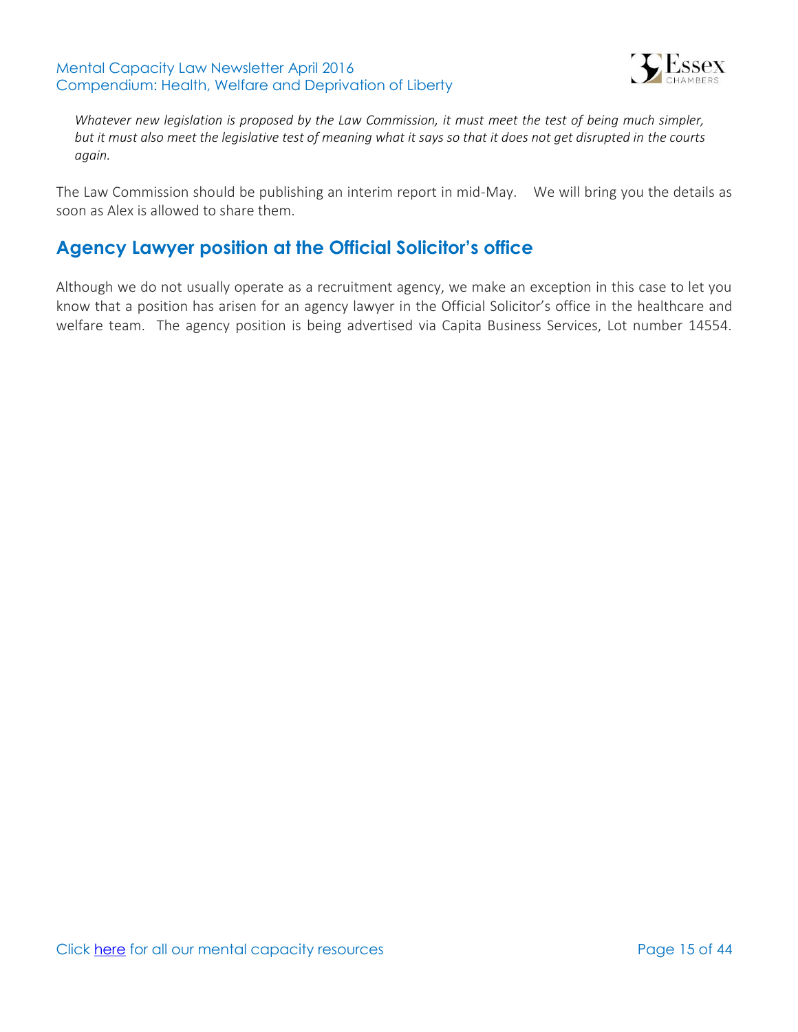*Whatever new legislation is proposed by the Law Commission, it must meet the test of being much simpler, but it must also meet the legislative test of meaning what it says so that it does not get disrupted in the courts again.*

The Law Commission should be publishing an interim report in mid-May. We will bring you the details as soon as Alex is allowed to share them.

## Agency Lawyer position at the Official Solicitor's office

Although we do not usually operate as a recruitment agency, we make an exception in this case to let you know that a position has arisen for an agency lawyer in the Official Solicitor's office in the healthcare and welfare team. The agency position is being advertised via Capita Business Services, Lot number 14554.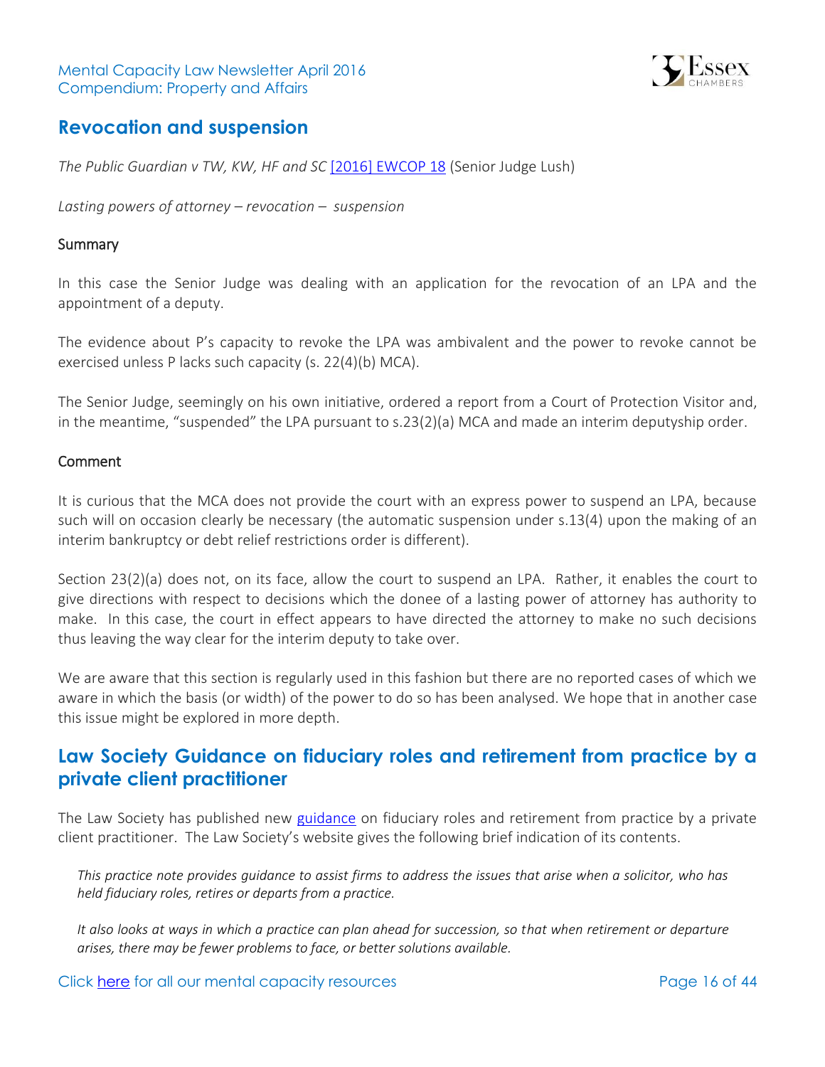## Revocation and suspension

*The Public Guardian v TW, KW, HF and SC* [2016] EWCOP 18 (Senior Judge Lush)

*Lasting powers of attorney – revocation – suspension*

### Summary

In this case the Senior Judge was dealing with an application for the revocation of an LPA and the appointment of a deputy.

The evidence about P's capacity to revoke the LPA was ambivalent and the power to revoke cannot be exercised unless P lacks such capacity (s. 22(4)(b) MCA).

The Senior Judge, seemingly on his own initiative, ordered a report from a Court of Protection Visitor and, in the meantime, "suspended" the LPA pursuant to s.23(2)(a) MCA and made an interim deputyship order.

### Comment

It is curious that the MCA does not provide the court with an express power to suspend an LPA, because such will on occasion clearly be necessary (the automatic suspension under s.13(4) upon the making of an interim bankruptcy or debt relief restrictions order is different).

Section 23(2)(a) does not, on its face, allow the court to suspend an LPA. Rather, it enables the court to give directions with respect to decisions which the donee of a lasting power of attorney has authority to make. In this case, the court in effect appears to have directed the attorney to make no such decisions thus leaving the way clear for the interim deputy to take over.

We are aware that this section is regularly used in this fashion but there are no reported cases of which we aware in which the basis (or width) of the power to do so has been analysed. We hope that in another case this issue might be explored in more depth.

## Law Society Guidance on fiduciary roles and retirement from practice by a private client practitioner

The Law Society has published new guidance on fiduciary roles and retirement from practice by a private client practitioner. The Law Society's website gives the following brief indication of its contents.

> *This practice note provides guidance to assist firms to address the issues that arise when a solicitor, who has held fiduciary roles, retires or departs from a practice.*
>
> *It also looks at ways in which a practice can plan ahead for succession, so that when retirement or departure arises, there may be fewer problems to face, or better solutions available.*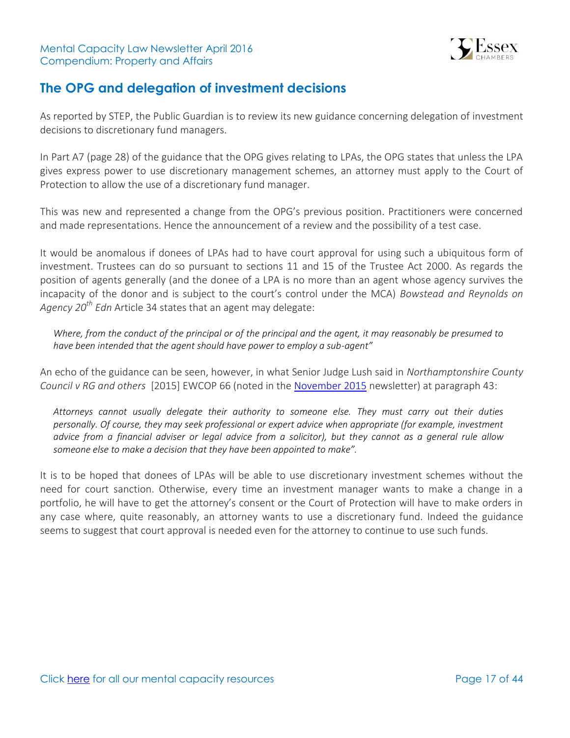## The OPG and delegation of investment decisions

As reported by STEP, the Public Guardian is to review its new guidance concerning delegation of investment decisions to discretionary fund managers.

In Part A7 (page 28) of the guidance that the OPG gives relating to LPAs, the OPG states that unless the LPA gives express power to use discretionary management schemes, an attorney must apply to the Court of Protection to allow the use of a discretionary fund manager.

This was new and represented a change from the OPG's previous position. Practitioners were concerned and made representations. Hence the announcement of a review and the possibility of a test case.

It would be anomalous if donees of LPAs had to have court approval for using such a ubiquitous form of investment. Trustees can do so pursuant to sections 11 and 15 of the Trustee Act 2000. As regards the position of agents generally (and the donee of a LPA is no more than an agent whose agency survives the incapacity of the donor and is subject to the court's control under the MCA) *Bowstead and Reynolds on Agency 20th Edn* Article 34 states that an agent may delegate:

> *Where, from the conduct of the principal or of the principal and the agent, it may reasonably be presumed to have been intended that the agent should have power to employ a sub-agent"*

An echo of the guidance can be seen, however, in what Senior Judge Lush said in *Northamptonshire County Council v RG and others* [2015] EWCOP 66 (noted in the [November 2015](#) newsletter) at paragraph 43:

> *Attorneys cannot usually delegate their authority to someone else. They must carry out their duties personally. Of course, they may seek professional or expert advice when appropriate (for example, investment advice from a financial adviser or legal advice from a solicitor), but they cannot as a general rule allow someone else to make a decision that they have been appointed to make".*

It is to be hoped that donees of LPAs will be able to use discretionary investment schemes without the need for court sanction. Otherwise, every time an investment manager wants to make a change in a portfolio, he will have to get the attorney's consent or the Court of Protection will have to make orders in any case where, quite reasonably, an attorney wants to use a discretionary fund. Indeed the guidance seems to suggest that court approval is needed even for the attorney to continue to use such funds.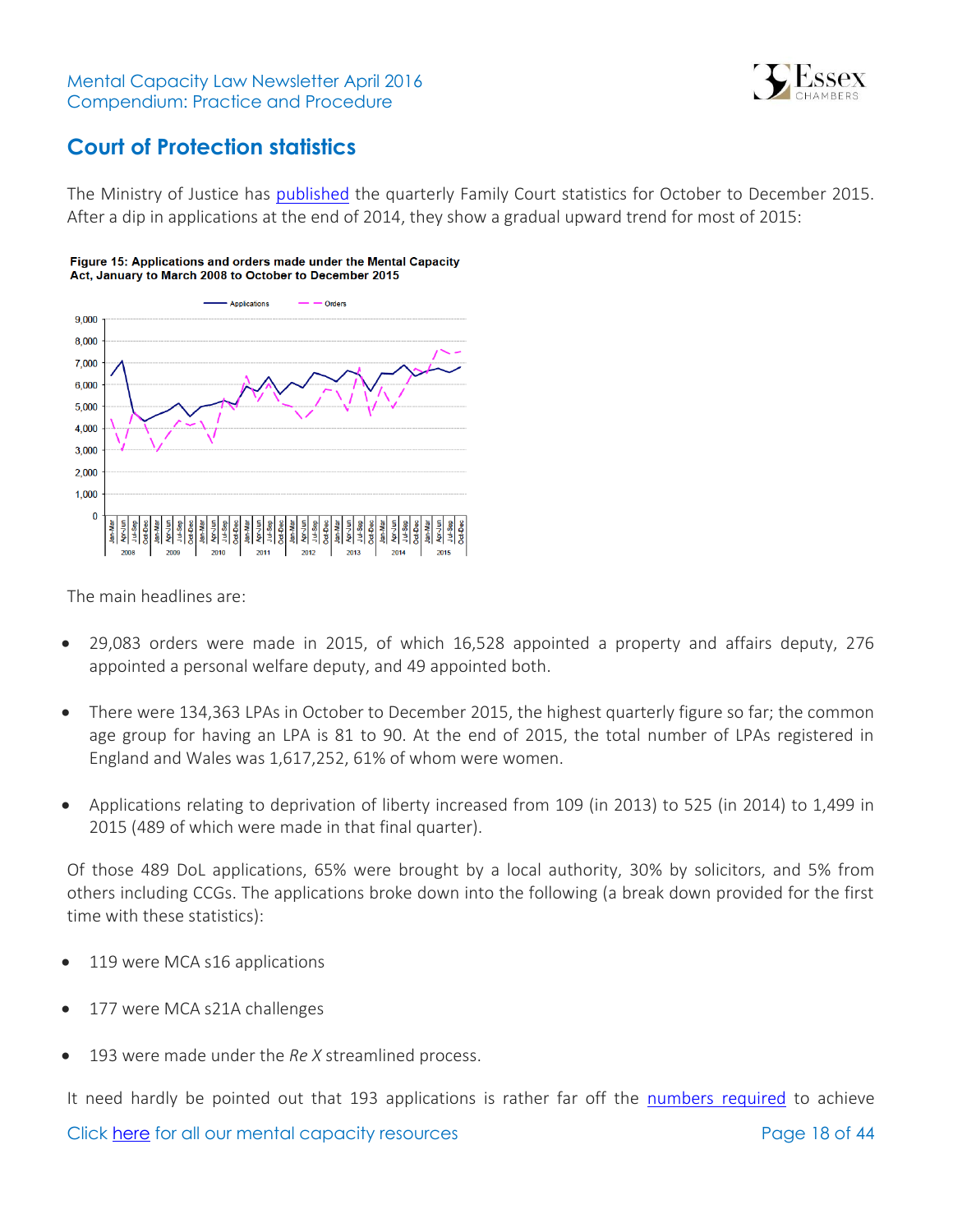## Court of Protection statistics

The Ministry of Justice has published the quarterly Family Court statistics for October to December 2015. After a dip in applications at the end of 2014, they show a gradual upward trend for most of 2015:

**Figure 15: Applications and orders made under the Mental Capacity Act, January to March 2008 to October to December 2015**

The main headlines are:

- 29,083 orders were made in 2015, of which 16,528 appointed a property and affairs deputy, 276 appointed a personal welfare deputy, and 49 appointed both.
- There were 134,363 LPAs in October to December 2015, the highest quarterly figure so far; the common age group for having an LPA is 81 to 90. At the end of 2015, the total number of LPAs registered in England and Wales was 1,617,252, 61% of whom were women.
- Applications relating to deprivation of liberty increased from 109 (in 2013) to 525 (in 2014) to 1,499 in 2015 (489 of which were made in that final quarter).

Of those 489 DoL applications, 65% were brought by a local authority, 30% by solicitors, and 5% from others including CCGs. The applications broke down into the following (a break down provided for the first time with these statistics):

- 119 were MCA s16 applications
- 177 were MCA s21A challenges
- 193 were made under the *Re X* streamlined process.

It need hardly be pointed out that 193 applications is rather far off the numbers required to achieve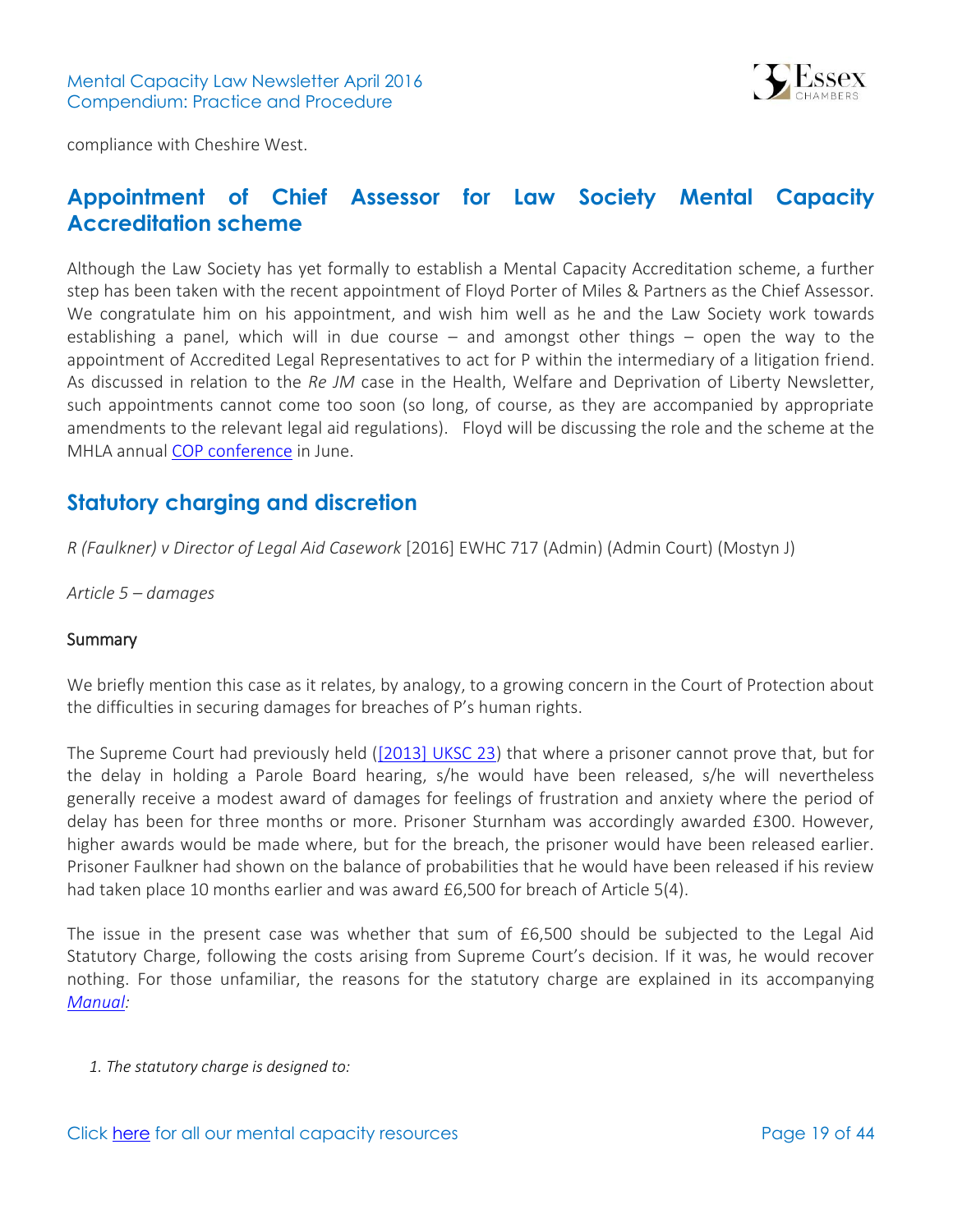compliance with Cheshire West.

## Appointment of Chief Assessor for Law Society Mental Capacity Accreditation scheme

Although the Law Society has yet formally to establish a Mental Capacity Accreditation scheme, a further step has been taken with the recent appointment of Floyd Porter of Miles & Partners as the Chief Assessor. We congratulate him on his appointment, and wish him well as he and the Law Society work towards establishing a panel, which will in due course – and amongst other things – open the way to the appointment of Accredited Legal Representatives to act for P within the intermediary of a litigation friend. As discussed in relation to the *Re JM* case in the Health, Welfare and Deprivation of Liberty Newsletter, such appointments cannot come too soon (so long, of course, as they are accompanied by appropriate amendments to the relevant legal aid regulations). Floyd will be discussing the role and the scheme at the MHLA annual COP conference in June.

## Statutory charging and discretion

*R (Faulkner) v Director of Legal Aid Casework* [2016] EWHC 717 (Admin) (Admin Court) (Mostyn J)

*Article 5 – damages*

### Summary

We briefly mention this case as it relates, by analogy, to a growing concern in the Court of Protection about the difficulties in securing damages for breaches of P's human rights.

The Supreme Court had previously held ([2013] UKSC 23) that where a prisoner cannot prove that, but for the delay in holding a Parole Board hearing, s/he would have been released, s/he will nevertheless generally receive a modest award of damages for feelings of frustration and anxiety where the period of delay has been for three months or more. Prisoner Sturnham was accordingly awarded £300. However, higher awards would be made where, but for the breach, the prisoner would have been released earlier. Prisoner Faulkner had shown on the balance of probabilities that he would have been released if his review had taken place 10 months earlier and was award £6,500 for breach of Article 5(4).

The issue in the present case was whether that sum of £6,500 should be subjected to the Legal Aid Statutory Charge, following the costs arising from Supreme Court's decision. If it was, he would recover nothing. For those unfamiliar, the reasons for the statutory charge are explained in its accompanying *Manual:*

*1. The statutory charge is designed to:*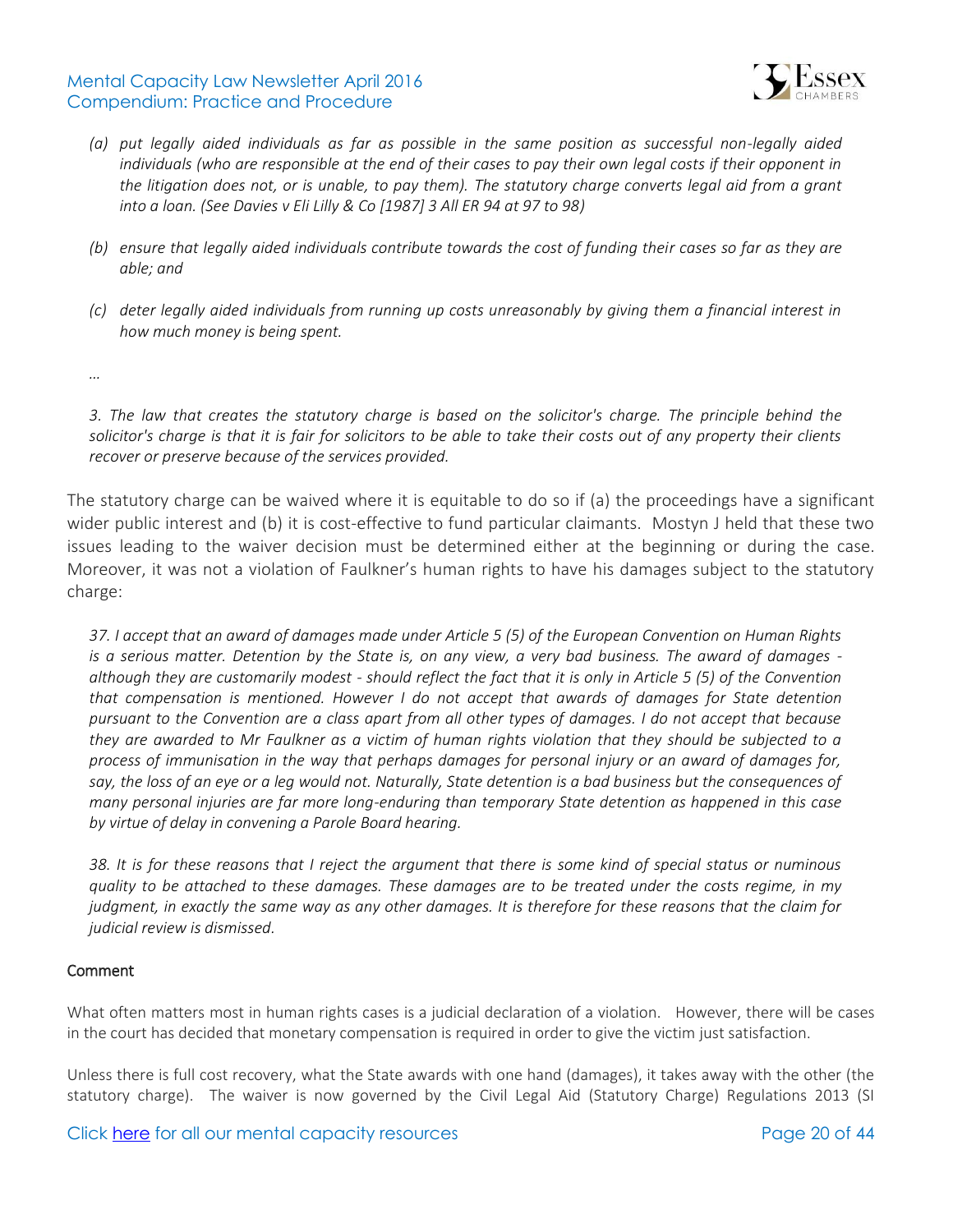> *(a) put legally aided individuals as far as possible in the same position as successful non-legally aided individuals (who are responsible at the end of their cases to pay their own legal costs if their opponent in the litigation does not, or is unable, to pay them). The statutory charge converts legal aid from a grant into a loan. (See Davies v Eli Lilly & Co [1987] 3 All ER 94 at 97 to 98)*
>
> *(b) ensure that legally aided individuals contribute towards the cost of funding their cases so far as they are able; and*
>
> *(c) deter legally aided individuals from running up costs unreasonably by giving them a financial interest in how much money is being spent.*
>
> *…*
>
> *3. The law that creates the statutory charge is based on the solicitor's charge. The principle behind the solicitor's charge is that it is fair for solicitors to be able to take their costs out of any property their clients recover or preserve because of the services provided.*

The statutory charge can be waived where it is equitable to do so if (a) the proceedings have a significant wider public interest and (b) it is cost-effective to fund particular claimants. Mostyn J held that these two issues leading to the waiver decision must be determined either at the beginning or during the case. Moreover, it was not a violation of Faulkner's human rights to have his damages subject to the statutory charge:

> *37. I accept that an award of damages made under Article 5 (5) of the European Convention on Human Rights is a serious matter. Detention by the State is, on any view, a very bad business. The award of damages - although they are customarily modest - should reflect the fact that it is only in Article 5 (5) of the Convention that compensation is mentioned. However I do not accept that awards of damages for State detention pursuant to the Convention are a class apart from all other types of damages. I do not accept that because they are awarded to Mr Faulkner as a victim of human rights violation that they should be subjected to a process of immunisation in the way that perhaps damages for personal injury or an award of damages for, say, the loss of an eye or a leg would not. Naturally, State detention is a bad business but the consequences of many personal injuries are far more long-enduring than temporary State detention as happened in this case by virtue of delay in convening a Parole Board hearing.*
>
> *38. It is for these reasons that I reject the argument that there is some kind of special status or numinous quality to be attached to these damages. These damages are to be treated under the costs regime, in my judgment, in exactly the same way as any other damages. It is therefore for these reasons that the claim for judicial review is dismissed.*

### Comment

What often matters most in human rights cases is a judicial declaration of a violation. However, there will be cases in the court has decided that monetary compensation is required in order to give the victim just satisfaction.

Unless there is full cost recovery, what the State awards with one hand (damages), it takes away with the other (the statutory charge). The waiver is now governed by the Civil Legal Aid (Statutory Charge) Regulations 2013 (SI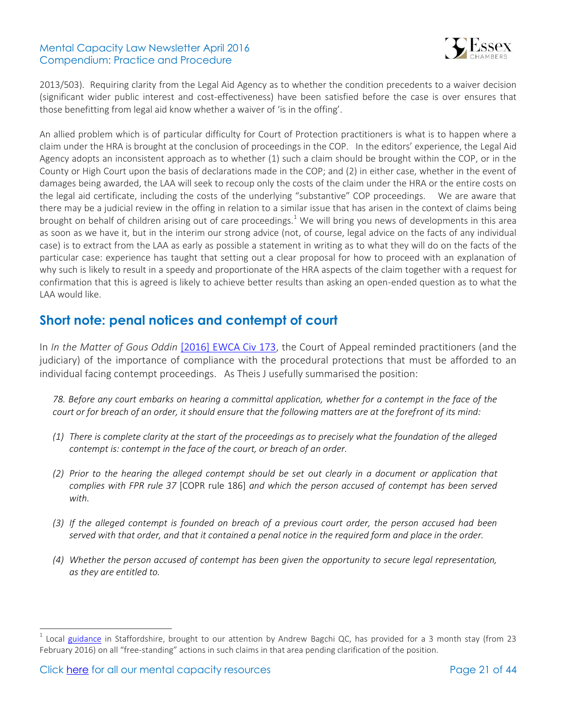2013/503). Requiring clarity from the Legal Aid Agency as to whether the condition precedents to a waiver decision (significant wider public interest and cost-effectiveness) have been satisfied before the case is over ensures that those benefitting from legal aid know whether a waiver of 'is in the offing'.

An allied problem which is of particular difficulty for Court of Protection practitioners is what is to happen where a claim under the HRA is brought at the conclusion of proceedings in the COP. In the editors' experience, the Legal Aid Agency adopts an inconsistent approach as to whether (1) such a claim should be brought within the COP, or in the County or High Court upon the basis of declarations made in the COP; and (2) in either case, whether in the event of damages being awarded, the LAA will seek to recoup only the costs of the claim under the HRA or the entire costs on the legal aid certificate, including the costs of the underlying "substantive" COP proceedings. We are aware that there may be a judicial review in the offing in relation to a similar issue that has arisen in the context of claims being brought on behalf of children arising out of care proceedings.[1] We will bring you news of developments in this area as soon as we have it, but in the interim our strong advice (not, of course, legal advice on the facts of any individual case) is to extract from the LAA as early as possible a statement in writing as to what they will do on the facts of the particular case: experience has taught that setting out a clear proposal for how to proceed with an explanation of why such is likely to result in a speedy and proportionate of the HRA aspects of the claim together with a request for confirmation that this is agreed is likely to achieve better results than asking an open-ended question as to what the LAA would like.

## Short note: penal notices and contempt of court

In *In the Matter of Gous Oddin* [2016] EWCA Civ 173, the Court of Appeal reminded practitioners (and the judiciary) of the importance of compliance with the procedural protections that must be afforded to an individual facing contempt proceedings. As Theis J usefully summarised the position:

> *78. Before any court embarks on hearing a committal application, whether for a contempt in the face of the court or for breach of an order, it should ensure that the following matters are at the forefront of its mind:*
>
> *(1) There is complete clarity at the start of the proceedings as to precisely what the foundation of the alleged contempt is: contempt in the face of the court, or breach of an order.*
>
> *(2) Prior to the hearing the alleged contempt should be set out clearly in a document or application that complies with FPR rule 37* [COPR rule 186] *and which the person accused of contempt has been served with.*
>
> *(3) If the alleged contempt is founded on breach of a previous court order, the person accused had been served with that order, and that it contained a penal notice in the required form and place in the order.*
>
> *(4) Whether the person accused of contempt has been given the opportunity to secure legal representation, as they are entitled to.*

[1] Local guidance in Staffordshire, brought to our attention by Andrew Bagchi QC, has provided for a 3 month stay (from 23 February 2016) on all "free-standing" actions in such claims in that area pending clarification of the position.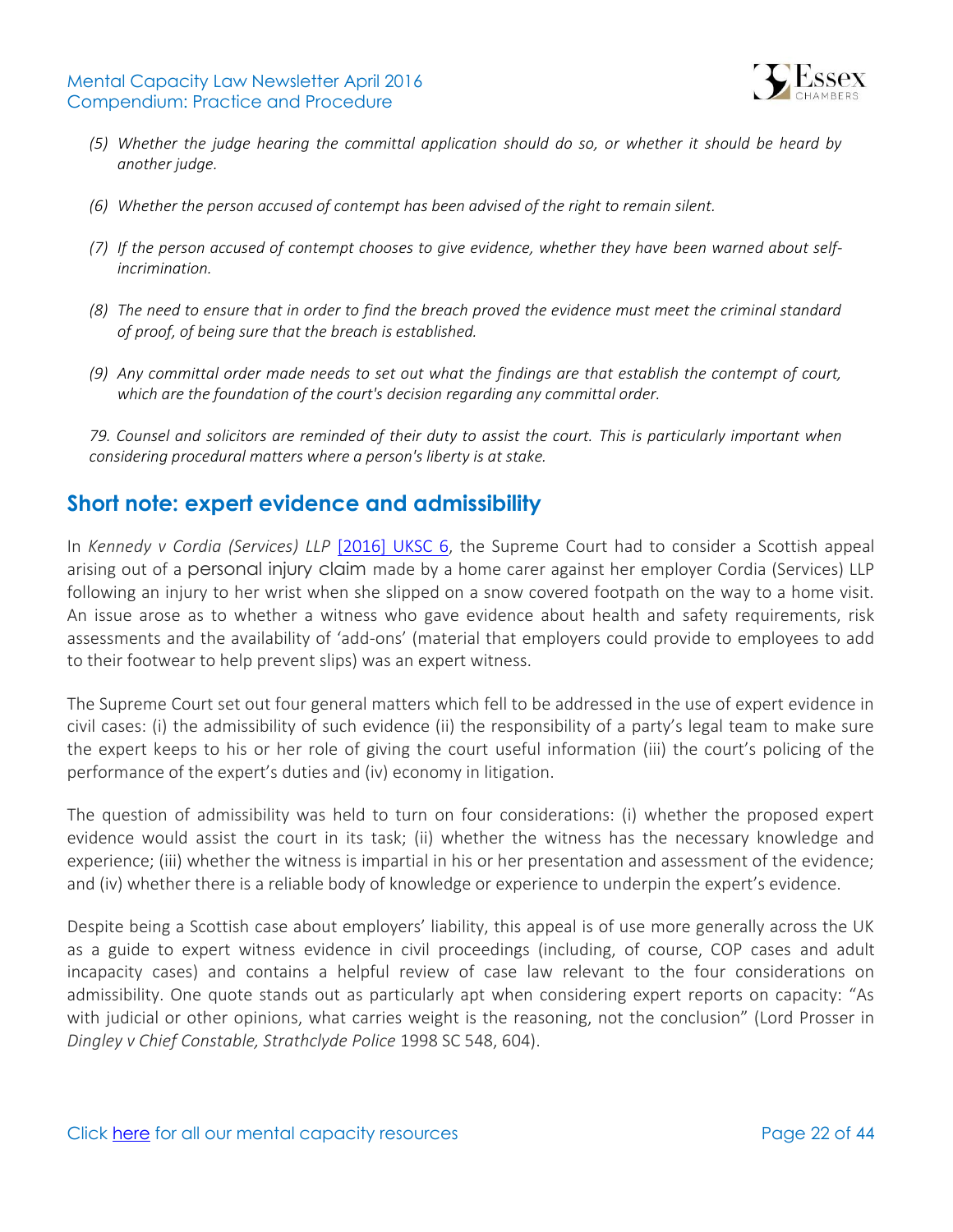*(5) Whether the judge hearing the committal application should do so, or whether it should be heard by another judge.*

*(6) Whether the person accused of contempt has been advised of the right to remain silent.*

*(7) If the person accused of contempt chooses to give evidence, whether they have been warned about self-incrimination.*

*(8) The need to ensure that in order to find the breach proved the evidence must meet the criminal standard of proof, of being sure that the breach is established.*

*(9) Any committal order made needs to set out what the findings are that establish the contempt of court, which are the foundation of the court's decision regarding any committal order.*

*79. Counsel and solicitors are reminded of their duty to assist the court. This is particularly important when considering procedural matters where a person's liberty is at stake.*

## Short note: expert evidence and admissibility

In *Kennedy v Cordia (Services) LLP* [2016] UKSC 6, the Supreme Court had to consider a Scottish appeal arising out of a personal injury claim made by a home carer against her employer Cordia (Services) LLP following an injury to her wrist when she slipped on a snow covered footpath on the way to a home visit. An issue arose as to whether a witness who gave evidence about health and safety requirements, risk assessments and the availability of 'add-ons' (material that employers could provide to employees to add to their footwear to help prevent slips) was an expert witness.

The Supreme Court set out four general matters which fell to be addressed in the use of expert evidence in civil cases: (i) the admissibility of such evidence (ii) the responsibility of a party's legal team to make sure the expert keeps to his or her role of giving the court useful information (iii) the court's policing of the performance of the expert's duties and (iv) economy in litigation.

The question of admissibility was held to turn on four considerations: (i) whether the proposed expert evidence would assist the court in its task; (ii) whether the witness has the necessary knowledge and experience; (iii) whether the witness is impartial in his or her presentation and assessment of the evidence; and (iv) whether there is a reliable body of knowledge or experience to underpin the expert's evidence.

Despite being a Scottish case about employers' liability, this appeal is of use more generally across the UK as a guide to expert witness evidence in civil proceedings (including, of course, COP cases and adult incapacity cases) and contains a helpful review of case law relevant to the four considerations on admissibility. One quote stands out as particularly apt when considering expert reports on capacity: "As with judicial or other opinions, what carries weight is the reasoning, not the conclusion" (Lord Prosser in *Dingley v Chief Constable, Strathclyde Police* 1998 SC 548, 604).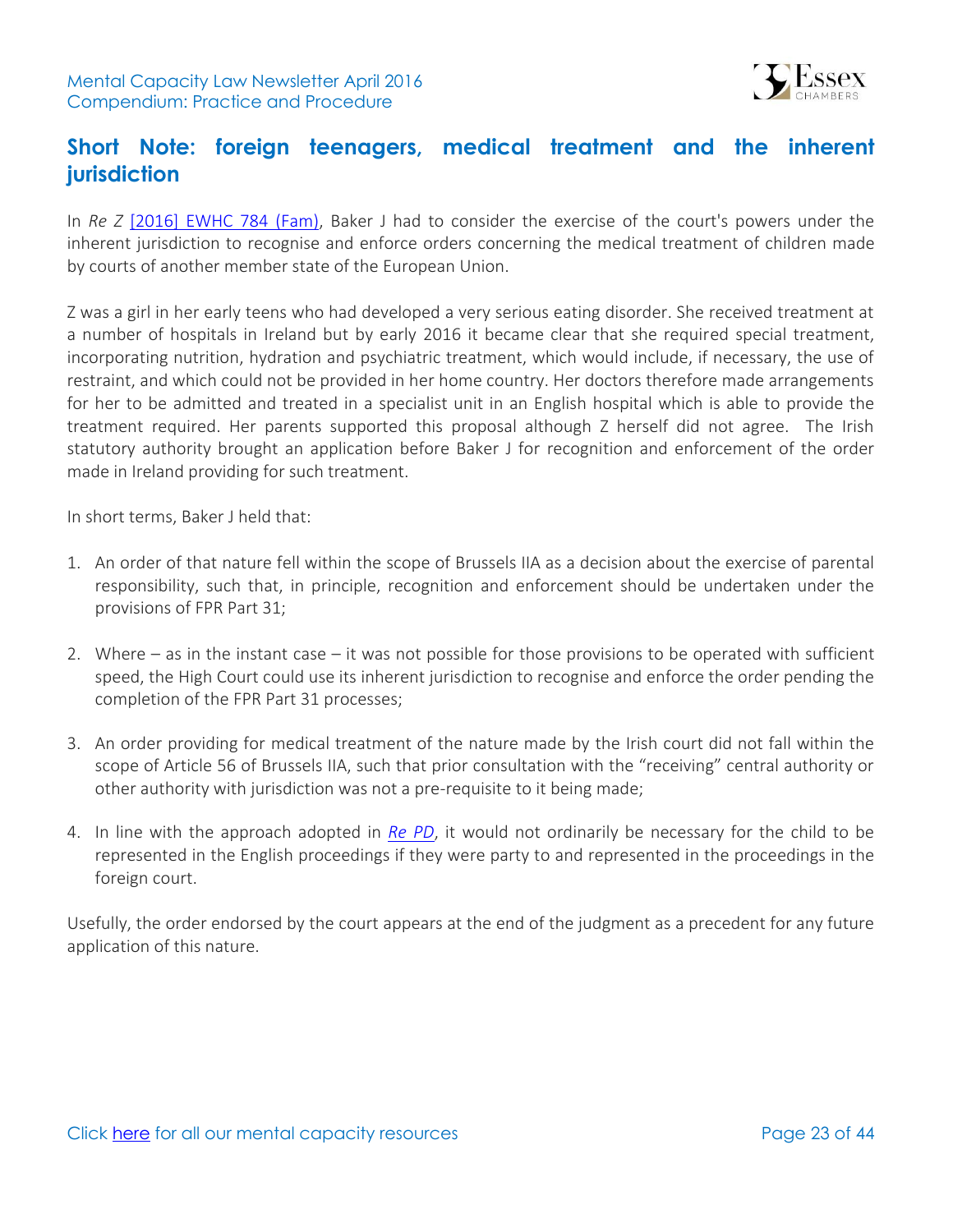## Short Note: foreign teenagers, medical treatment and the inherent jurisdiction

In *Re Z* [2016] EWHC 784 (Fam), Baker J had to consider the exercise of the court's powers under the inherent jurisdiction to recognise and enforce orders concerning the medical treatment of children made by courts of another member state of the European Union.

Z was a girl in her early teens who had developed a very serious eating disorder. She received treatment at a number of hospitals in Ireland but by early 2016 it became clear that she required special treatment, incorporating nutrition, hydration and psychiatric treatment, which would include, if necessary, the use of restraint, and which could not be provided in her home country. Her doctors therefore made arrangements for her to be admitted and treated in a specialist unit in an English hospital which is able to provide the treatment required. Her parents supported this proposal although Z herself did not agree. The Irish statutory authority brought an application before Baker J for recognition and enforcement of the order made in Ireland providing for such treatment.

In short terms, Baker J held that:

1. An order of that nature fell within the scope of Brussels IIA as a decision about the exercise of parental responsibility, such that, in principle, recognition and enforcement should be undertaken under the provisions of FPR Part 31;

2. Where – as in the instant case – it was not possible for those provisions to be operated with sufficient speed, the High Court could use its inherent jurisdiction to recognise and enforce the order pending the completion of the FPR Part 31 processes;

3. An order providing for medical treatment of the nature made by the Irish court did not fall within the scope of Article 56 of Brussels IIA, such that prior consultation with the "receiving" central authority or other authority with jurisdiction was not a pre-requisite to it being made;

4. In line with the approach adopted in *Re PD*, it would not ordinarily be necessary for the child to be represented in the English proceedings if they were party to and represented in the proceedings in the foreign court.

Usefully, the order endorsed by the court appears at the end of the judgment as a precedent for any future application of this nature.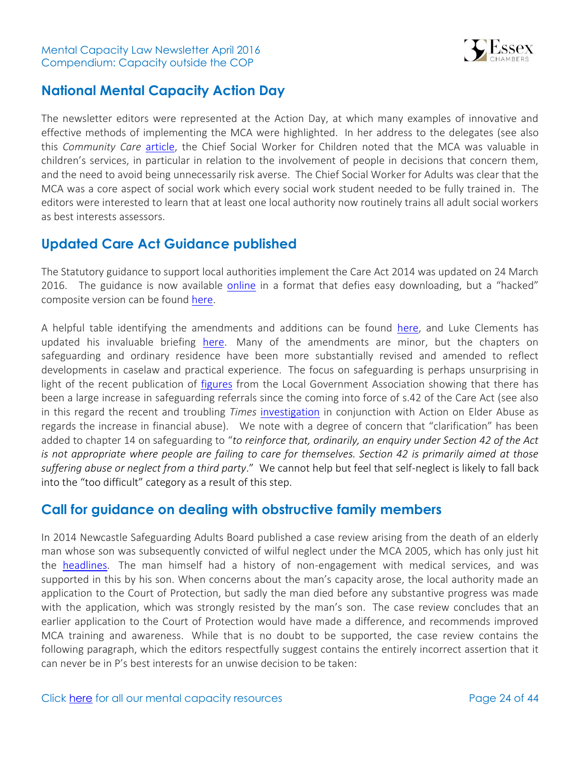## National Mental Capacity Action Day

The newsletter editors were represented at the Action Day, at which many examples of innovative and effective methods of implementing the MCA were highlighted. In her address to the delegates (see also this *Community Care* article, the Chief Social Worker for Children noted that the MCA was valuable in children's services, in particular in relation to the involvement of people in decisions that concern them, and the need to avoid being unnecessarily risk averse. The Chief Social Worker for Adults was clear that the MCA was a core aspect of social work which every social work student needed to be fully trained in. The editors were interested to learn that at least one local authority now routinely trains all adult social workers as best interests assessors.

## Updated Care Act Guidance published

The Statutory guidance to support local authorities implement the Care Act 2014 was updated on 24 March 2016. The guidance is now available online in a format that defies easy downloading, but a "hacked" composite version can be found here.

A helpful table identifying the amendments and additions can be found here, and Luke Clements has updated his invaluable briefing here. Many of the amendments are minor, but the chapters on safeguarding and ordinary residence have been more substantially revised and amended to reflect developments in caselaw and practical experience. The focus on safeguarding is perhaps unsurprising in light of the recent publication of figures from the Local Government Association showing that there has been a large increase in safeguarding referrals since the coming into force of s.42 of the Care Act (see also in this regard the recent and troubling *Times* investigation in conjunction with Action on Elder Abuse as regards the increase in financial abuse). We note with a degree of concern that "clarification" has been added to chapter 14 on safeguarding to "*to reinforce that, ordinarily, an enquiry under Section 42 of the Act is not appropriate where people are failing to care for themselves. Section 42 is primarily aimed at those suffering abuse or neglect from a third party*." We cannot help but feel that self-neglect is likely to fall back into the "too difficult" category as a result of this step.

## Call for guidance on dealing with obstructive family members

In 2014 Newcastle Safeguarding Adults Board published a case review arising from the death of an elderly man whose son was subsequently convicted of wilful neglect under the MCA 2005, which has only just hit the headlines. The man himself had a history of non-engagement with medical services, and was supported in this by his son. When concerns about the man's capacity arose, the local authority made an application to the Court of Protection, but sadly the man died before any substantive progress was made with the application, which was strongly resisted by the man's son. The case review concludes that an earlier application to the Court of Protection would have made a difference, and recommends improved MCA training and awareness. While that is no doubt to be supported, the case review contains the following paragraph, which the editors respectfully suggest contains the entirely incorrect assertion that it can never be in P's best interests for an unwise decision to be taken: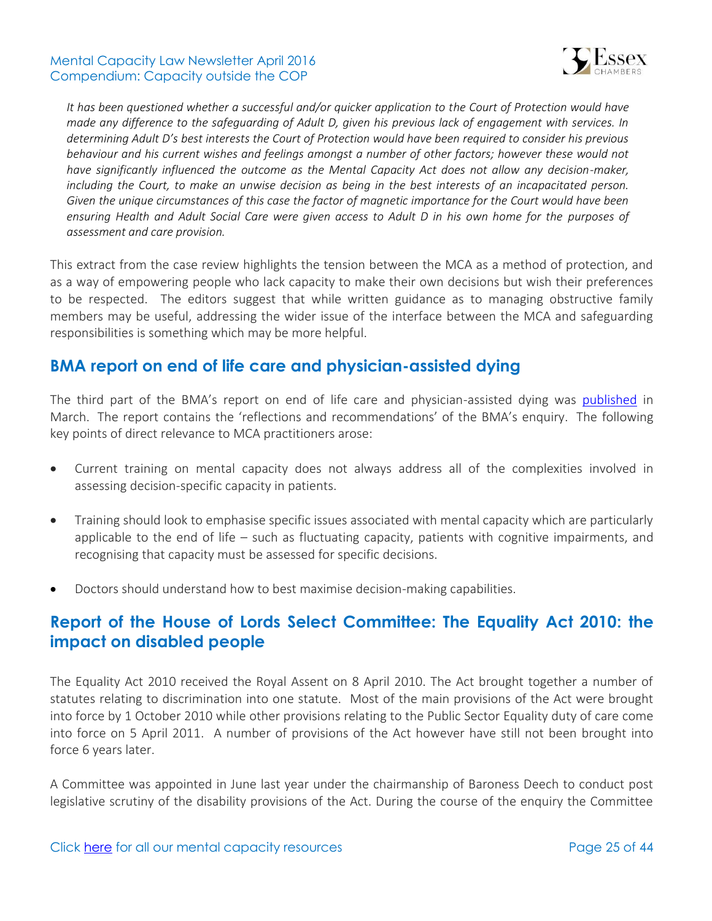*It has been questioned whether a successful and/or quicker application to the Court of Protection would have made any difference to the safeguarding of Adult D, given his previous lack of engagement with services. In determining Adult D's best interests the Court of Protection would have been required to consider his previous behaviour and his current wishes and feelings amongst a number of other factors; however these would not have significantly influenced the outcome as the Mental Capacity Act does not allow any decision-maker, including the Court, to make an unwise decision as being in the best interests of an incapacitated person. Given the unique circumstances of this case the factor of magnetic importance for the Court would have been ensuring Health and Adult Social Care were given access to Adult D in his own home for the purposes of assessment and care provision.*

This extract from the case review highlights the tension between the MCA as a method of protection, and as a way of empowering people who lack capacity to make their own decisions but wish their preferences to be respected. The editors suggest that while written guidance as to managing obstructive family members may be useful, addressing the wider issue of the interface between the MCA and safeguarding responsibilities is something which may be more helpful.

## BMA report on end of life care and physician-assisted dying

The third part of the BMA's report on end of life care and physician-assisted dying was published in March. The report contains the 'reflections and recommendations' of the BMA's enquiry. The following key points of direct relevance to MCA practitioners arose:

- Current training on mental capacity does not always address all of the complexities involved in assessing decision-specific capacity in patients.
- Training should look to emphasise specific issues associated with mental capacity which are particularly applicable to the end of life – such as fluctuating capacity, patients with cognitive impairments, and recognising that capacity must be assessed for specific decisions.
- Doctors should understand how to best maximise decision-making capabilities.

## Report of the House of Lords Select Committee: The Equality Act 2010: the impact on disabled people

The Equality Act 2010 received the Royal Assent on 8 April 2010. The Act brought together a number of statutes relating to discrimination into one statute. Most of the main provisions of the Act were brought into force by 1 October 2010 while other provisions relating to the Public Sector Equality duty of care come into force on 5 April 2011. A number of provisions of the Act however have still not been brought into force 6 years later.

A Committee was appointed in June last year under the chairmanship of Baroness Deech to conduct post legislative scrutiny of the disability provisions of the Act. During the course of the enquiry the Committee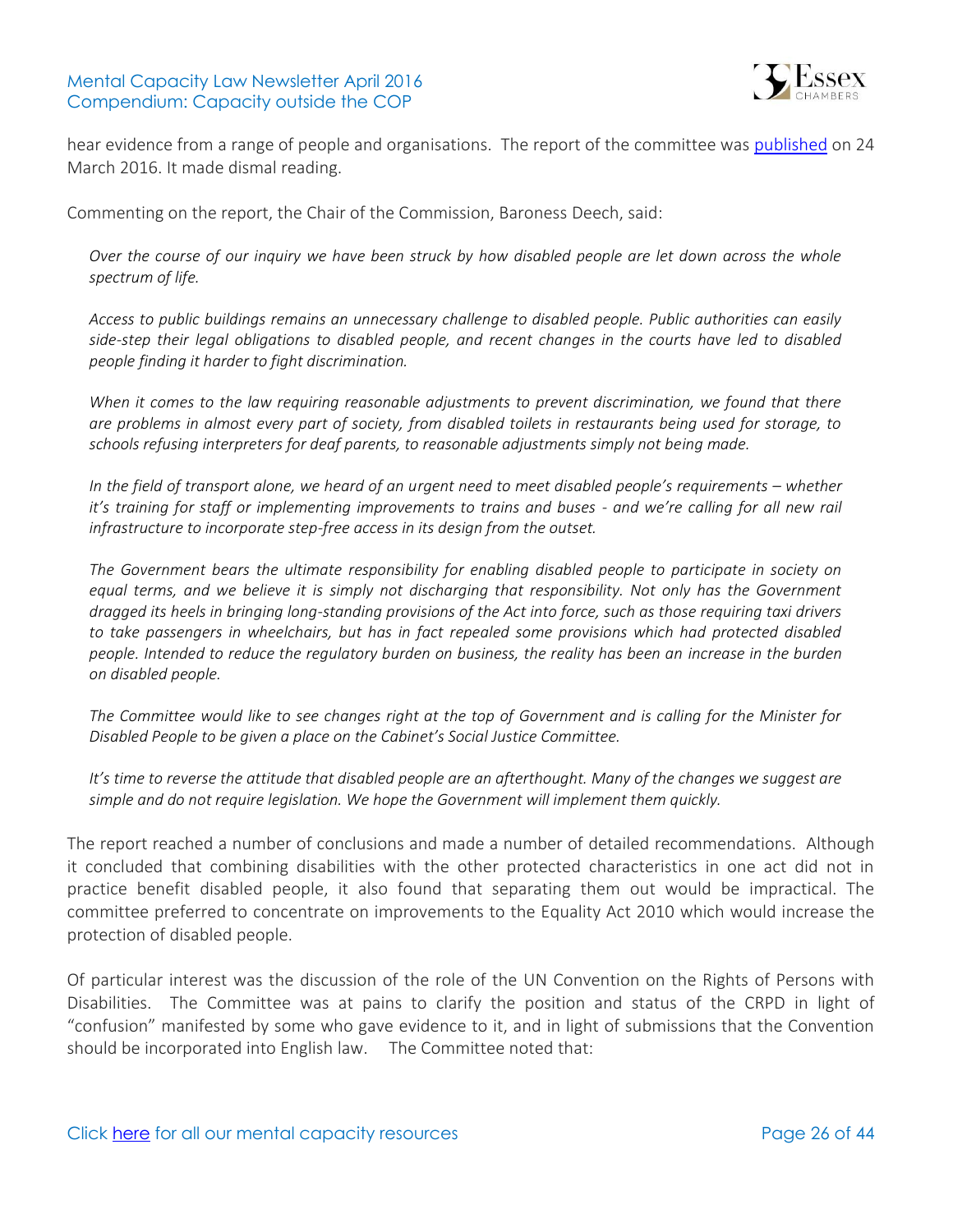hear evidence from a range of people and organisations. The report of the committee was [published](#) on 24 March 2016. It made dismal reading.

Commenting on the report, the Chair of the Commission, Baroness Deech, said:

> *Over the course of our inquiry we have been struck by how disabled people are let down across the whole spectrum of life.*
>
> *Access to public buildings remains an unnecessary challenge to disabled people. Public authorities can easily side-step their legal obligations to disabled people, and recent changes in the courts have led to disabled people finding it harder to fight discrimination.*
>
> *When it comes to the law requiring reasonable adjustments to prevent discrimination, we found that there are problems in almost every part of society, from disabled toilets in restaurants being used for storage, to schools refusing interpreters for deaf parents, to reasonable adjustments simply not being made.*
>
> *In the field of transport alone, we heard of an urgent need to meet disabled people's requirements – whether it's training for staff or implementing improvements to trains and buses - and we're calling for all new rail infrastructure to incorporate step-free access in its design from the outset.*
>
> *The Government bears the ultimate responsibility for enabling disabled people to participate in society on equal terms, and we believe it is simply not discharging that responsibility. Not only has the Government dragged its heels in bringing long-standing provisions of the Act into force, such as those requiring taxi drivers to take passengers in wheelchairs, but has in fact repealed some provisions which had protected disabled people. Intended to reduce the regulatory burden on business, the reality has been an increase in the burden on disabled people.*
>
> *The Committee would like to see changes right at the top of Government and is calling for the Minister for Disabled People to be given a place on the Cabinet's Social Justice Committee.*
>
> *It's time to reverse the attitude that disabled people are an afterthought. Many of the changes we suggest are simple and do not require legislation. We hope the Government will implement them quickly.*

The report reached a number of conclusions and made a number of detailed recommendations. Although it concluded that combining disabilities with the other protected characteristics in one act did not in practice benefit disabled people, it also found that separating them out would be impractical. The committee preferred to concentrate on improvements to the Equality Act 2010 which would increase the protection of disabled people.

Of particular interest was the discussion of the role of the UN Convention on the Rights of Persons with Disabilities. The Committee was at pains to clarify the position and status of the CRPD in light of "confusion" manifested by some who gave evidence to it, and in light of submissions that the Convention should be incorporated into English law. The Committee noted that: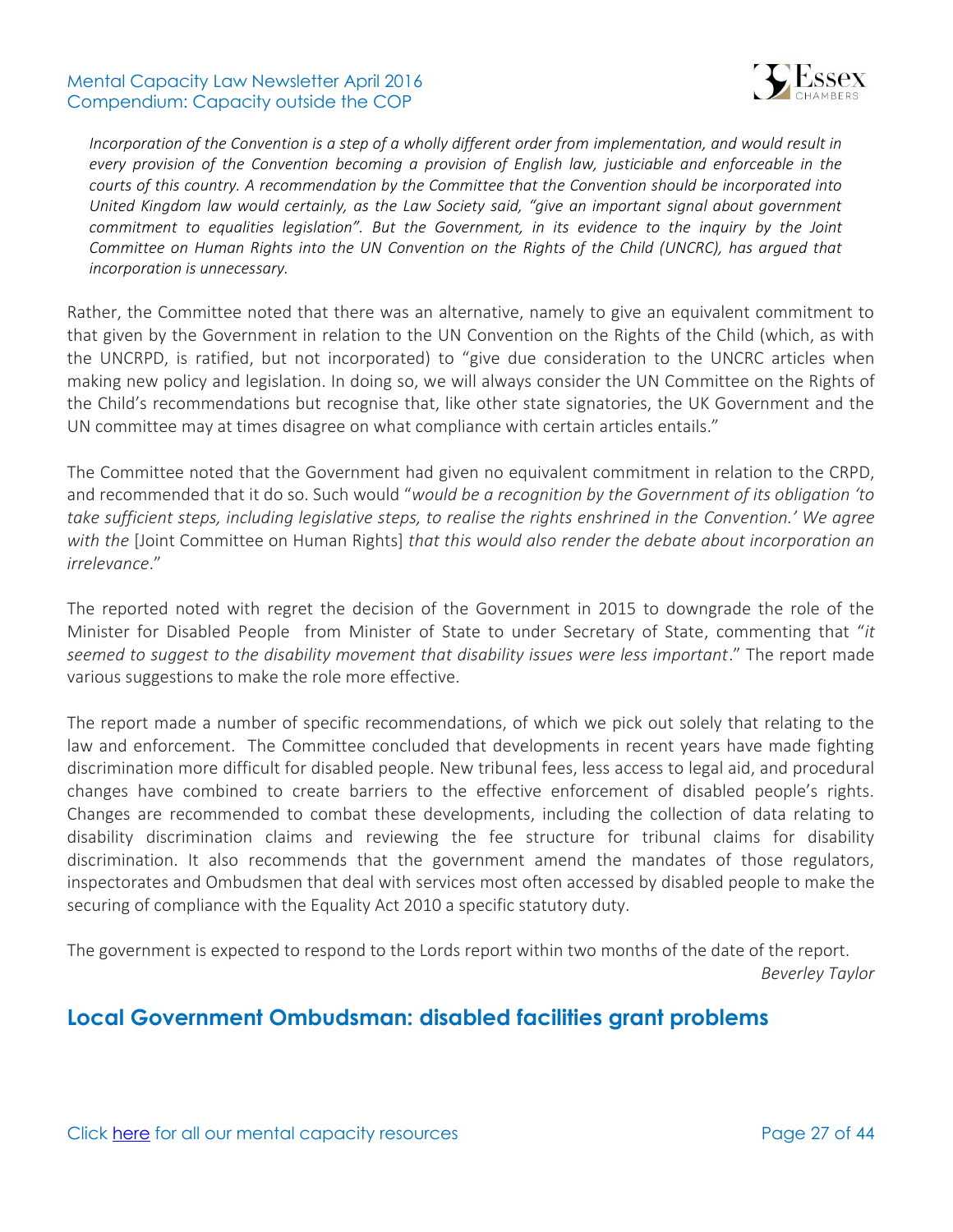*Incorporation of the Convention is a step of a wholly different order from implementation, and would result in every provision of the Convention becoming a provision of English law, justiciable and enforceable in the courts of this country. A recommendation by the Committee that the Convention should be incorporated into United Kingdom law would certainly, as the Law Society said, "give an important signal about government commitment to equalities legislation". But the Government, in its evidence to the inquiry by the Joint Committee on Human Rights into the UN Convention on the Rights of the Child (UNCRC), has argued that incorporation is unnecessary.*

Rather, the Committee noted that there was an alternative, namely to give an equivalent commitment to that given by the Government in relation to the UN Convention on the Rights of the Child (which, as with the UNCRPD, is ratified, but not incorporated) to "give due consideration to the UNCRC articles when making new policy and legislation. In doing so, we will always consider the UN Committee on the Rights of the Child's recommendations but recognise that, like other state signatories, the UK Government and the UN committee may at times disagree on what compliance with certain articles entails."

The Committee noted that the Government had given no equivalent commitment in relation to the CRPD, and recommended that it do so. Such would "*would be a recognition by the Government of its obligation 'to take sufficient steps, including legislative steps, to realise the rights enshrined in the Convention.' We agree with the* [Joint Committee on Human Rights] *that this would also render the debate about incorporation an irrelevance*."

The reported noted with regret the decision of the Government in 2015 to downgrade the role of the Minister for Disabled People from Minister of State to under Secretary of State, commenting that "*it seemed to suggest to the disability movement that disability issues were less important*." The report made various suggestions to make the role more effective.

The report made a number of specific recommendations, of which we pick out solely that relating to the law and enforcement. The Committee concluded that developments in recent years have made fighting discrimination more difficult for disabled people. New tribunal fees, less access to legal aid, and procedural changes have combined to create barriers to the effective enforcement of disabled people's rights. Changes are recommended to combat these developments, including the collection of data relating to disability discrimination claims and reviewing the fee structure for tribunal claims for disability discrimination. It also recommends that the government amend the mandates of those regulators, inspectorates and Ombudsmen that deal with services most often accessed by disabled people to make the securing of compliance with the Equality Act 2010 a specific statutory duty.

The government is expected to respond to the Lords report within two months of the date of the report.

*Beverley Taylor*

## Local Government Ombudsman: disabled facilities grant problems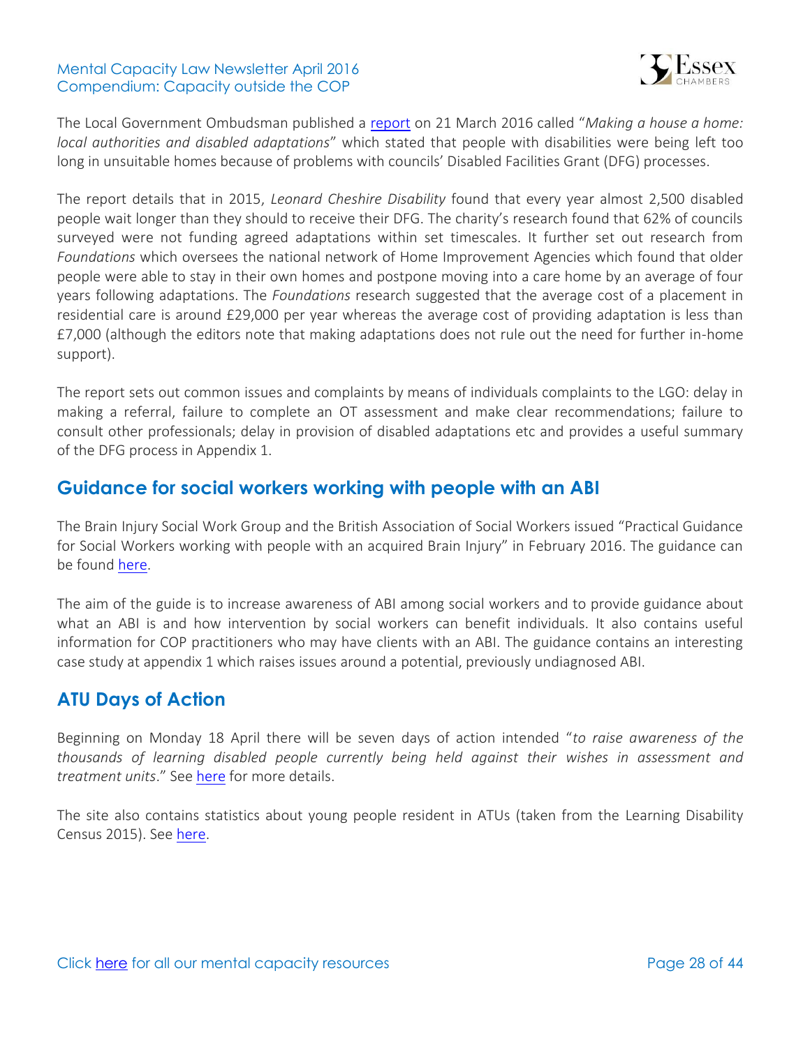The Local Government Ombudsman published a report on 21 March 2016 called "*Making a house a home: local authorities and disabled adaptations*" which stated that people with disabilities were being left too long in unsuitable homes because of problems with councils' Disabled Facilities Grant (DFG) processes.

The report details that in 2015, *Leonard Cheshire Disability* found that every year almost 2,500 disabled people wait longer than they should to receive their DFG. The charity's research found that 62% of councils surveyed were not funding agreed adaptations within set timescales. It further set out research from *Foundations* which oversees the national network of Home Improvement Agencies which found that older people were able to stay in their own homes and postpone moving into a care home by an average of four years following adaptations. The *Foundations* research suggested that the average cost of a placement in residential care is around £29,000 per year whereas the average cost of providing adaptation is less than £7,000 (although the editors note that making adaptations does not rule out the need for further in-home support).

The report sets out common issues and complaints by means of individuals complaints to the LGO: delay in making a referral, failure to complete an OT assessment and make clear recommendations; failure to consult other professionals; delay in provision of disabled adaptations etc and provides a useful summary of the DFG process in Appendix 1.

## Guidance for social workers working with people with an ABI

The Brain Injury Social Work Group and the British Association of Social Workers issued "Practical Guidance for Social Workers working with people with an acquired Brain Injury" in February 2016. The guidance can be found here.

The aim of the guide is to increase awareness of ABI among social workers and to provide guidance about what an ABI is and how intervention by social workers can benefit individuals. It also contains useful information for COP practitioners who may have clients with an ABI. The guidance contains an interesting case study at appendix 1 which raises issues around a potential, previously undiagnosed ABI.

## ATU Days of Action

Beginning on Monday 18 April there will be seven days of action intended "*to raise awareness of the thousands of learning disabled people currently being held against their wishes in assessment and treatment units*." See here for more details.

The site also contains statistics about young people resident in ATUs (taken from the Learning Disability Census 2015). See here.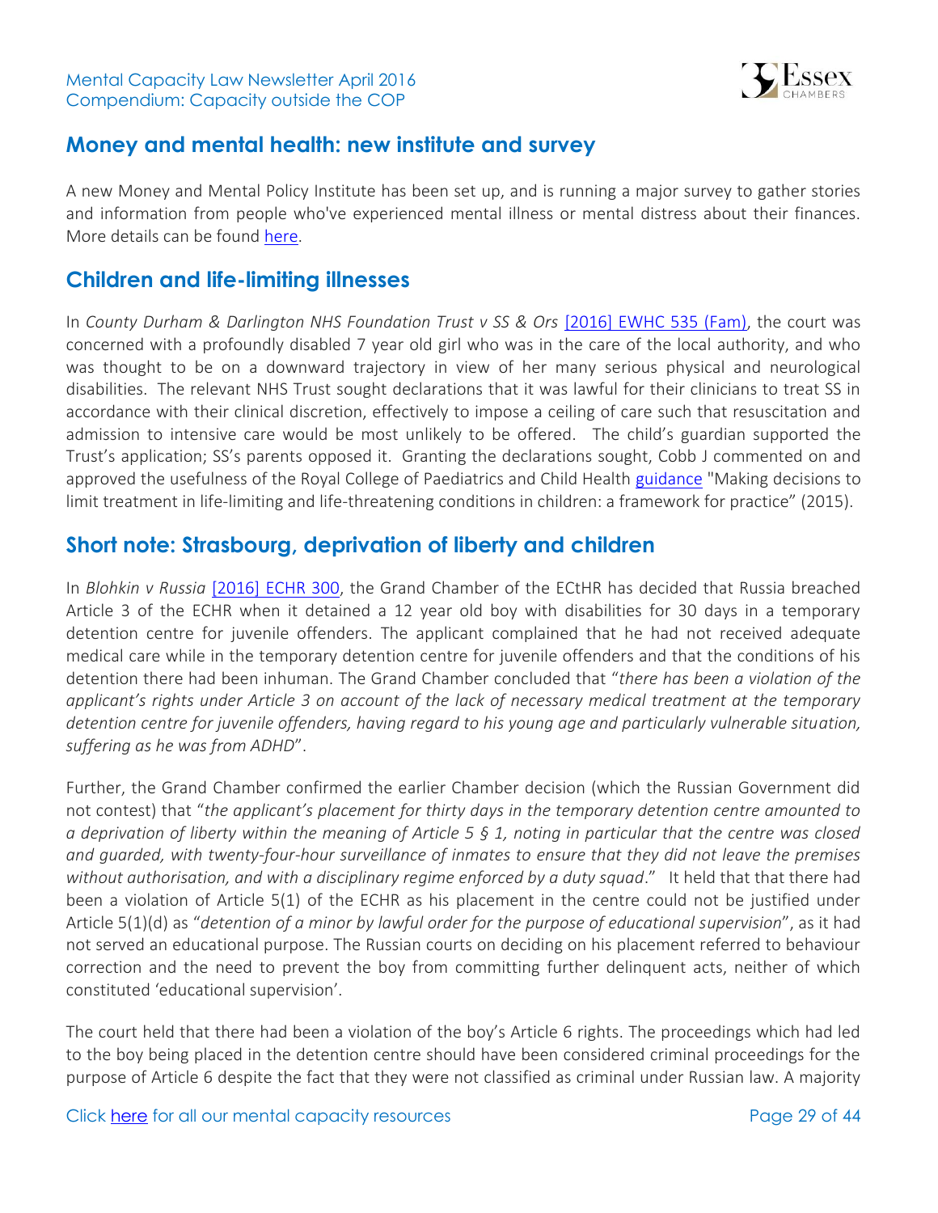## Money and mental health: new institute and survey

A new Money and Mental Policy Institute has been set up, and is running a major survey to gather stories and information from people who've experienced mental illness or mental distress about their finances. More details can be found here.

## Children and life-limiting illnesses

In *County Durham & Darlington NHS Foundation Trust v SS & Ors* [2016] EWHC 535 (Fam), the court was concerned with a profoundly disabled 7 year old girl who was in the care of the local authority, and who was thought to be on a downward trajectory in view of her many serious physical and neurological disabilities. The relevant NHS Trust sought declarations that it was lawful for their clinicians to treat SS in accordance with their clinical discretion, effectively to impose a ceiling of care such that resuscitation and admission to intensive care would be most unlikely to be offered. The child's guardian supported the Trust's application; SS's parents opposed it. Granting the declarations sought, Cobb J commented on and approved the usefulness of the Royal College of Paediatrics and Child Health guidance "Making decisions to limit treatment in life-limiting and life-threatening conditions in children: a framework for practice" (2015).

## Short note: Strasbourg, deprivation of liberty and children

In *Blohkin v Russia* [2016] ECHR 300, the Grand Chamber of the ECtHR has decided that Russia breached Article 3 of the ECHR when it detained a 12 year old boy with disabilities for 30 days in a temporary detention centre for juvenile offenders. The applicant complained that he had not received adequate medical care while in the temporary detention centre for juvenile offenders and that the conditions of his detention there had been inhuman. The Grand Chamber concluded that "*there has been a violation of the applicant's rights under Article 3 on account of the lack of necessary medical treatment at the temporary detention centre for juvenile offenders, having regard to his young age and particularly vulnerable situation, suffering as he was from ADHD*".

Further, the Grand Chamber confirmed the earlier Chamber decision (which the Russian Government did not contest) that "*the applicant's placement for thirty days in the temporary detention centre amounted to a deprivation of liberty within the meaning of Article 5 § 1, noting in particular that the centre was closed and guarded, with twenty-four-hour surveillance of inmates to ensure that they did not leave the premises without authorisation, and with a disciplinary regime enforced by a duty squad*." It held that that there had been a violation of Article 5(1) of the ECHR as his placement in the centre could not be justified under Article 5(1)(d) as "*detention of a minor by lawful order for the purpose of educational supervision*", as it had not served an educational purpose. The Russian courts on deciding on his placement referred to behaviour correction and the need to prevent the boy from committing further delinquent acts, neither of which constituted 'educational supervision'.

The court held that there had been a violation of the boy's Article 6 rights. The proceedings which had led to the boy being placed in the detention centre should have been considered criminal proceedings for the purpose of Article 6 despite the fact that they were not classified as criminal under Russian law. A majority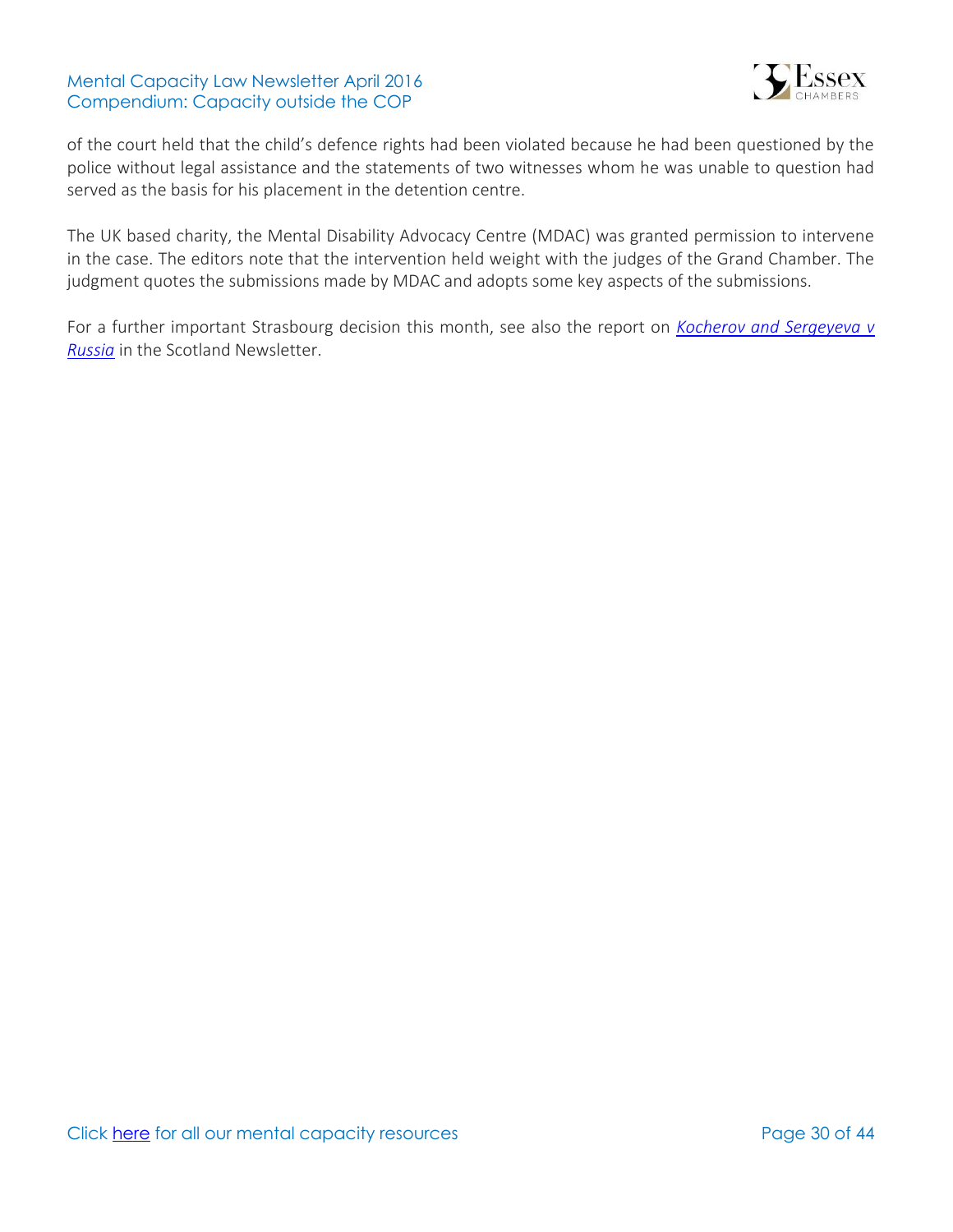of the court held that the child's defence rights had been violated because he had been questioned by the police without legal assistance and the statements of two witnesses whom he was unable to question had served as the basis for his placement in the detention centre.

The UK based charity, the Mental Disability Advocacy Centre (MDAC) was granted permission to intervene in the case. The editors note that the intervention held weight with the judges of the Grand Chamber. The judgment quotes the submissions made by MDAC and adopts some key aspects of the submissions.

For a further important Strasbourg decision this month, see also the report on *Kocherov and Sergeyeva v Russia* in the Scotland Newsletter.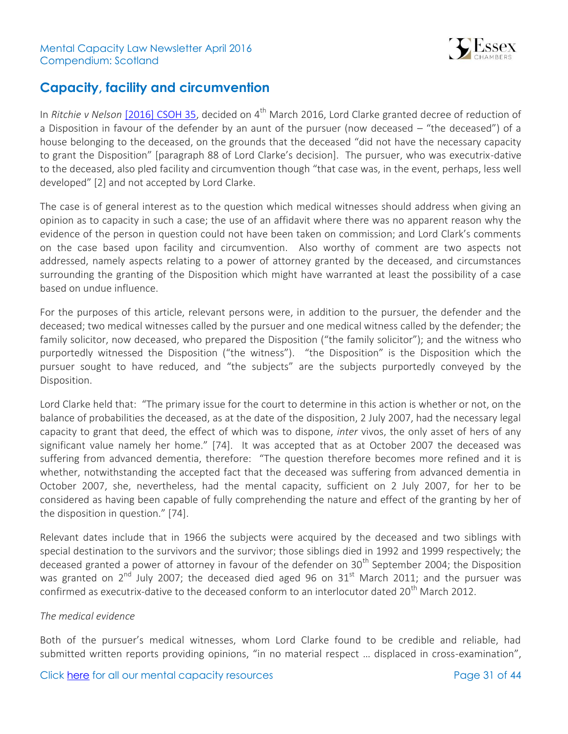## Capacity, facility and circumvention

In *Ritchie v Nelson* [2016] CSOH 35, decided on 4th March 2016, Lord Clarke granted decree of reduction of a Disposition in favour of the defender by an aunt of the pursuer (now deceased – "the deceased") of a house belonging to the deceased, on the grounds that the deceased "did not have the necessary capacity to grant the Disposition" [paragraph 88 of Lord Clarke's decision]. The pursuer, who was executrix-dative to the deceased, also pled facility and circumvention though "that case was, in the event, perhaps, less well developed" [2] and not accepted by Lord Clarke.

The case is of general interest as to the question which medical witnesses should address when giving an opinion as to capacity in such a case; the use of an affidavit where there was no apparent reason why the evidence of the person in question could not have been taken on commission; and Lord Clark's comments on the case based upon facility and circumvention. Also worthy of comment are two aspects not addressed, namely aspects relating to a power of attorney granted by the deceased, and circumstances surrounding the granting of the Disposition which might have warranted at least the possibility of a case based on undue influence.

For the purposes of this article, relevant persons were, in addition to the pursuer, the defender and the deceased; two medical witnesses called by the pursuer and one medical witness called by the defender; the family solicitor, now deceased, who prepared the Disposition ("the family solicitor"); and the witness who purportedly witnessed the Disposition ("the witness"). "the Disposition" is the Disposition which the pursuer sought to have reduced, and "the subjects" are the subjects purportedly conveyed by the Disposition.

Lord Clarke held that: "The primary issue for the court to determine in this action is whether or not, on the balance of probabilities the deceased, as at the date of the disposition, 2 July 2007, had the necessary legal capacity to grant that deed, the effect of which was to dispone, *inter* vivos, the only asset of hers of any significant value namely her home." [74]. It was accepted that as at October 2007 the deceased was suffering from advanced dementia, therefore: "The question therefore becomes more refined and it is whether, notwithstanding the accepted fact that the deceased was suffering from advanced dementia in October 2007, she, nevertheless, had the mental capacity, sufficient on 2 July 2007, for her to be considered as having been capable of fully comprehending the nature and effect of the granting by her of the disposition in question." [74].

Relevant dates include that in 1966 the subjects were acquired by the deceased and two siblings with special destination to the survivors and the survivor; those siblings died in 1992 and 1999 respectively; the deceased granted a power of attorney in favour of the defender on 30th September 2004; the Disposition was granted on 2nd July 2007; the deceased died aged 96 on 31st March 2011; and the pursuer was confirmed as executrix-dative to the deceased conform to an interlocutor dated 20th March 2012.

*The medical evidence*

Both of the pursuer's medical witnesses, whom Lord Clarke found to be credible and reliable, had submitted written reports providing opinions, "in no material respect … displaced in cross-examination",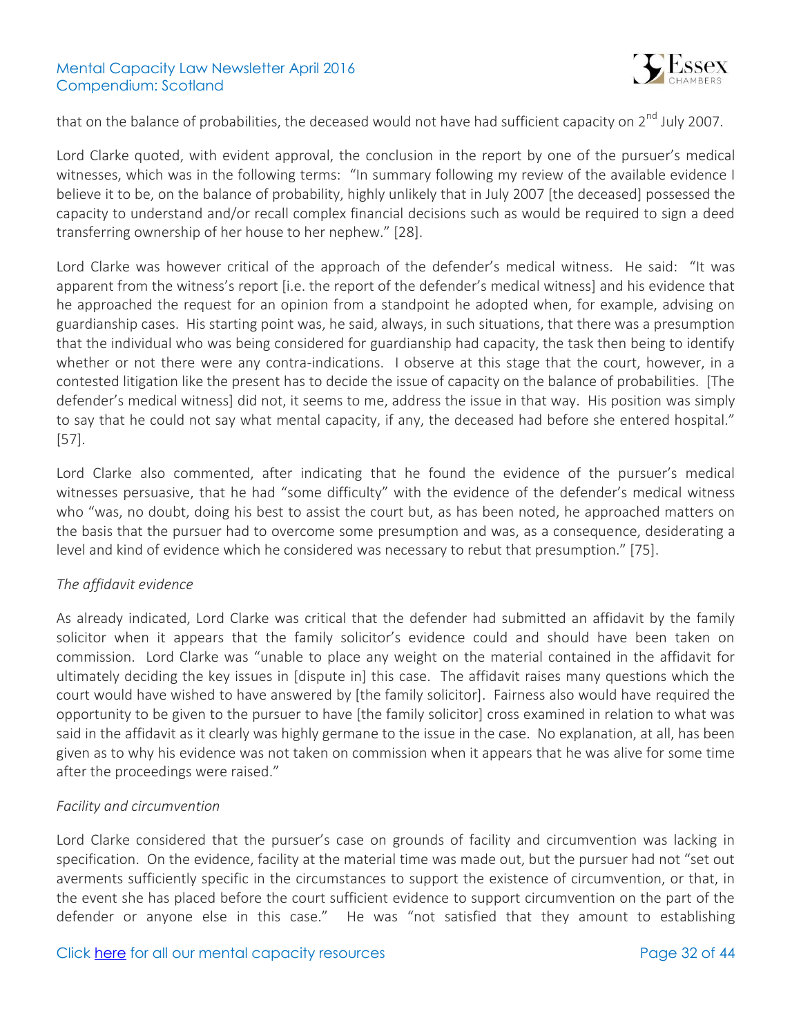that on the balance of probabilities, the deceased would not have had sufficient capacity on 2nd July 2007.

Lord Clarke quoted, with evident approval, the conclusion in the report by one of the pursuer's medical witnesses, which was in the following terms: "In summary following my review of the available evidence I believe it to be, on the balance of probability, highly unlikely that in July 2007 [the deceased] possessed the capacity to understand and/or recall complex financial decisions such as would be required to sign a deed transferring ownership of her house to her nephew." [28].

Lord Clarke was however critical of the approach of the defender's medical witness. He said: "It was apparent from the witness's report [i.e. the report of the defender's medical witness] and his evidence that he approached the request for an opinion from a standpoint he adopted when, for example, advising on guardianship cases. His starting point was, he said, always, in such situations, that there was a presumption that the individual who was being considered for guardianship had capacity, the task then being to identify whether or not there were any contra-indications. I observe at this stage that the court, however, in a contested litigation like the present has to decide the issue of capacity on the balance of probabilities. [The defender's medical witness] did not, it seems to me, address the issue in that way. His position was simply to say that he could not say what mental capacity, if any, the deceased had before she entered hospital." [57].

Lord Clarke also commented, after indicating that he found the evidence of the pursuer's medical witnesses persuasive, that he had "some difficulty" with the evidence of the defender's medical witness who "was, no doubt, doing his best to assist the court but, as has been noted, he approached matters on the basis that the pursuer had to overcome some presumption and was, as a consequence, desiderating a level and kind of evidence which he considered was necessary to rebut that presumption." [75].

*The affidavit evidence*

As already indicated, Lord Clarke was critical that the defender had submitted an affidavit by the family solicitor when it appears that the family solicitor's evidence could and should have been taken on commission. Lord Clarke was "unable to place any weight on the material contained in the affidavit for ultimately deciding the key issues in [dispute in] this case. The affidavit raises many questions which the court would have wished to have answered by [the family solicitor]. Fairness also would have required the opportunity to be given to the pursuer to have [the family solicitor] cross examined in relation to what was said in the affidavit as it clearly was highly germane to the issue in the case. No explanation, at all, has been given as to why his evidence was not taken on commission when it appears that he was alive for some time after the proceedings were raised."

*Facility and circumvention*

Lord Clarke considered that the pursuer's case on grounds of facility and circumvention was lacking in specification. On the evidence, facility at the material time was made out, but the pursuer had not "set out averments sufficiently specific in the circumstances to support the existence of circumvention, or that, in the event she has placed before the court sufficient evidence to support circumvention on the part of the defender or anyone else in this case." He was "not satisfied that they amount to establishing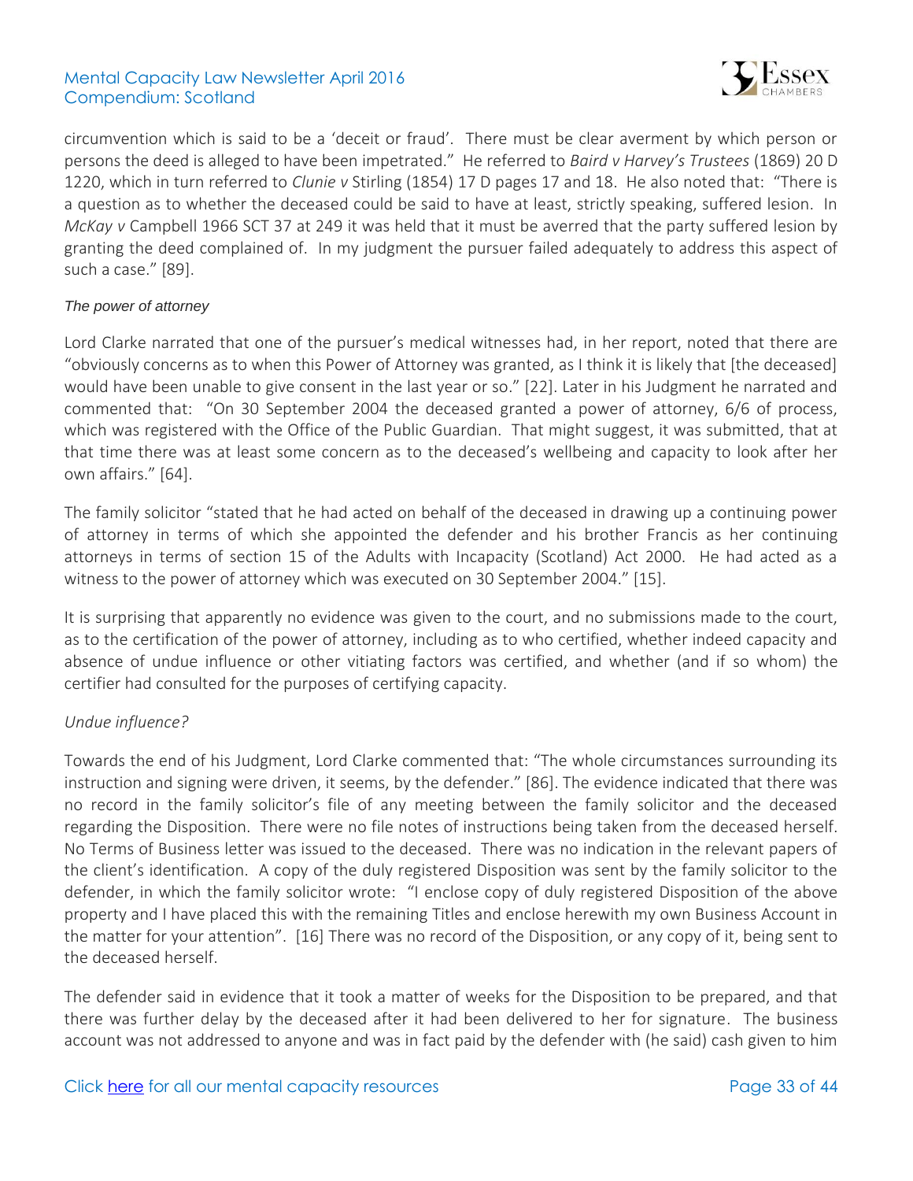circumvention which is said to be a 'deceit or fraud'. There must be clear averment by which person or persons the deed is alleged to have been impetrated." He referred to *Baird v Harvey's Trustees* (1869) 20 D 1220, which in turn referred to *Clunie v* Stirling (1854) 17 D pages 17 and 18. He also noted that: "There is a question as to whether the deceased could be said to have at least, strictly speaking, suffered lesion. In *McKay v* Campbell 1966 SCT 37 at 249 it was held that it must be averred that the party suffered lesion by granting the deed complained of. In my judgment the pursuer failed adequately to address this aspect of such a case." [89].

*The power of attorney*

Lord Clarke narrated that one of the pursuer's medical witnesses had, in her report, noted that there are "obviously concerns as to when this Power of Attorney was granted, as I think it is likely that [the deceased] would have been unable to give consent in the last year or so." [22]. Later in his Judgment he narrated and commented that: "On 30 September 2004 the deceased granted a power of attorney, 6/6 of process, which was registered with the Office of the Public Guardian. That might suggest, it was submitted, that at that time there was at least some concern as to the deceased's wellbeing and capacity to look after her own affairs." [64].

The family solicitor "stated that he had acted on behalf of the deceased in drawing up a continuing power of attorney in terms of which she appointed the defender and his brother Francis as her continuing attorneys in terms of section 15 of the Adults with Incapacity (Scotland) Act 2000. He had acted as a witness to the power of attorney which was executed on 30 September 2004." [15].

It is surprising that apparently no evidence was given to the court, and no submissions made to the court, as to the certification of the power of attorney, including as to who certified, whether indeed capacity and absence of undue influence or other vitiating factors was certified, and whether (and if so whom) the certifier had consulted for the purposes of certifying capacity.

*Undue influence?*

Towards the end of his Judgment, Lord Clarke commented that: "The whole circumstances surrounding its instruction and signing were driven, it seems, by the defender." [86]. The evidence indicated that there was no record in the family solicitor's file of any meeting between the family solicitor and the deceased regarding the Disposition. There were no file notes of instructions being taken from the deceased herself. No Terms of Business letter was issued to the deceased. There was no indication in the relevant papers of the client's identification. A copy of the duly registered Disposition was sent by the family solicitor to the defender, in which the family solicitor wrote: "I enclose copy of duly registered Disposition of the above property and I have placed this with the remaining Titles and enclose herewith my own Business Account in the matter for your attention". [16] There was no record of the Disposition, or any copy of it, being sent to the deceased herself.

The defender said in evidence that it took a matter of weeks for the Disposition to be prepared, and that there was further delay by the deceased after it had been delivered to her for signature. The business account was not addressed to anyone and was in fact paid by the defender with (he said) cash given to him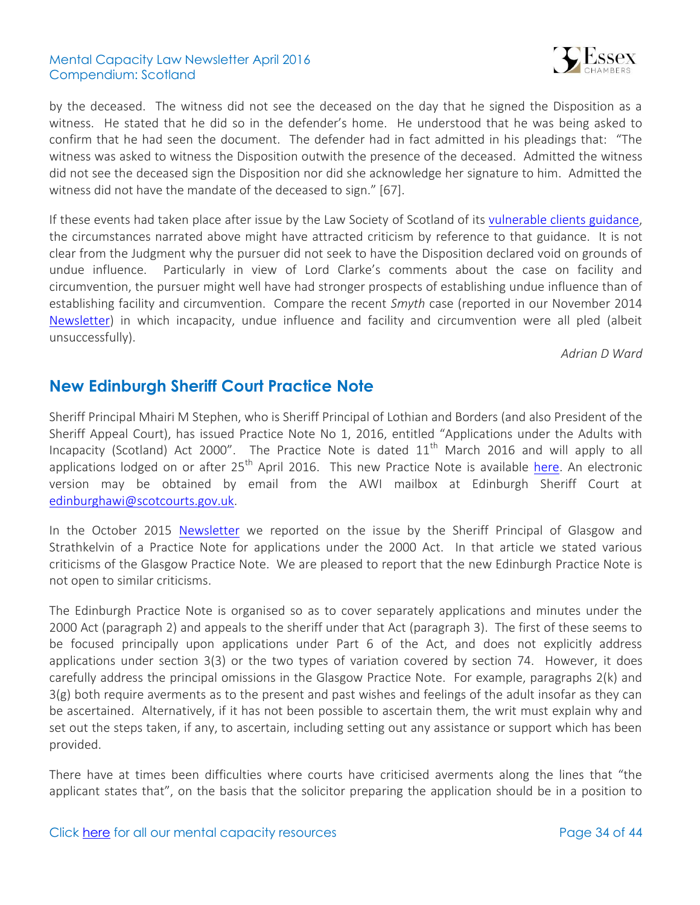by the deceased. The witness did not see the deceased on the day that he signed the Disposition as a witness. He stated that he did so in the defender's home. He understood that he was being asked to confirm that he had seen the document. The defender had in fact admitted in his pleadings that: "The witness was asked to witness the Disposition outwith the presence of the deceased. Admitted the witness did not see the deceased sign the Disposition nor did she acknowledge her signature to him. Admitted the witness did not have the mandate of the deceased to sign." [67].

If these events had taken place after issue by the Law Society of Scotland of its vulnerable clients guidance, the circumstances narrated above might have attracted criticism by reference to that guidance. It is not clear from the Judgment why the pursuer did not seek to have the Disposition declared void on grounds of undue influence. Particularly in view of Lord Clarke's comments about the case on facility and circumvention, the pursuer might well have had stronger prospects of establishing undue influence than of establishing facility and circumvention. Compare the recent *Smyth* case (reported in our November 2014 Newsletter) in which incapacity, undue influence and facility and circumvention were all pled (albeit unsuccessfully).

*Adrian D Ward*

## New Edinburgh Sheriff Court Practice Note

Sheriff Principal Mhairi M Stephen, who is Sheriff Principal of Lothian and Borders (and also President of the Sheriff Appeal Court), has issued Practice Note No 1, 2016, entitled "Applications under the Adults with Incapacity (Scotland) Act 2000". The Practice Note is dated 11th March 2016 and will apply to all applications lodged on or after 25th April 2016. This new Practice Note is available here. An electronic version may be obtained by email from the AWI mailbox at Edinburgh Sheriff Court at edinburghawi@scotcourts.gov.uk.

In the October 2015 Newsletter we reported on the issue by the Sheriff Principal of Glasgow and Strathkelvin of a Practice Note for applications under the 2000 Act. In that article we stated various criticisms of the Glasgow Practice Note. We are pleased to report that the new Edinburgh Practice Note is not open to similar criticisms.

The Edinburgh Practice Note is organised so as to cover separately applications and minutes under the 2000 Act (paragraph 2) and appeals to the sheriff under that Act (paragraph 3). The first of these seems to be focused principally upon applications under Part 6 of the Act, and does not explicitly address applications under section 3(3) or the two types of variation covered by section 74. However, it does carefully address the principal omissions in the Glasgow Practice Note. For example, paragraphs 2(k) and 3(g) both require averments as to the present and past wishes and feelings of the adult insofar as they can be ascertained. Alternatively, if it has not been possible to ascertain them, the writ must explain why and set out the steps taken, if any, to ascertain, including setting out any assistance or support which has been provided.

There have at times been difficulties where courts have criticised averments along the lines that "the applicant states that", on the basis that the solicitor preparing the application should be in a position to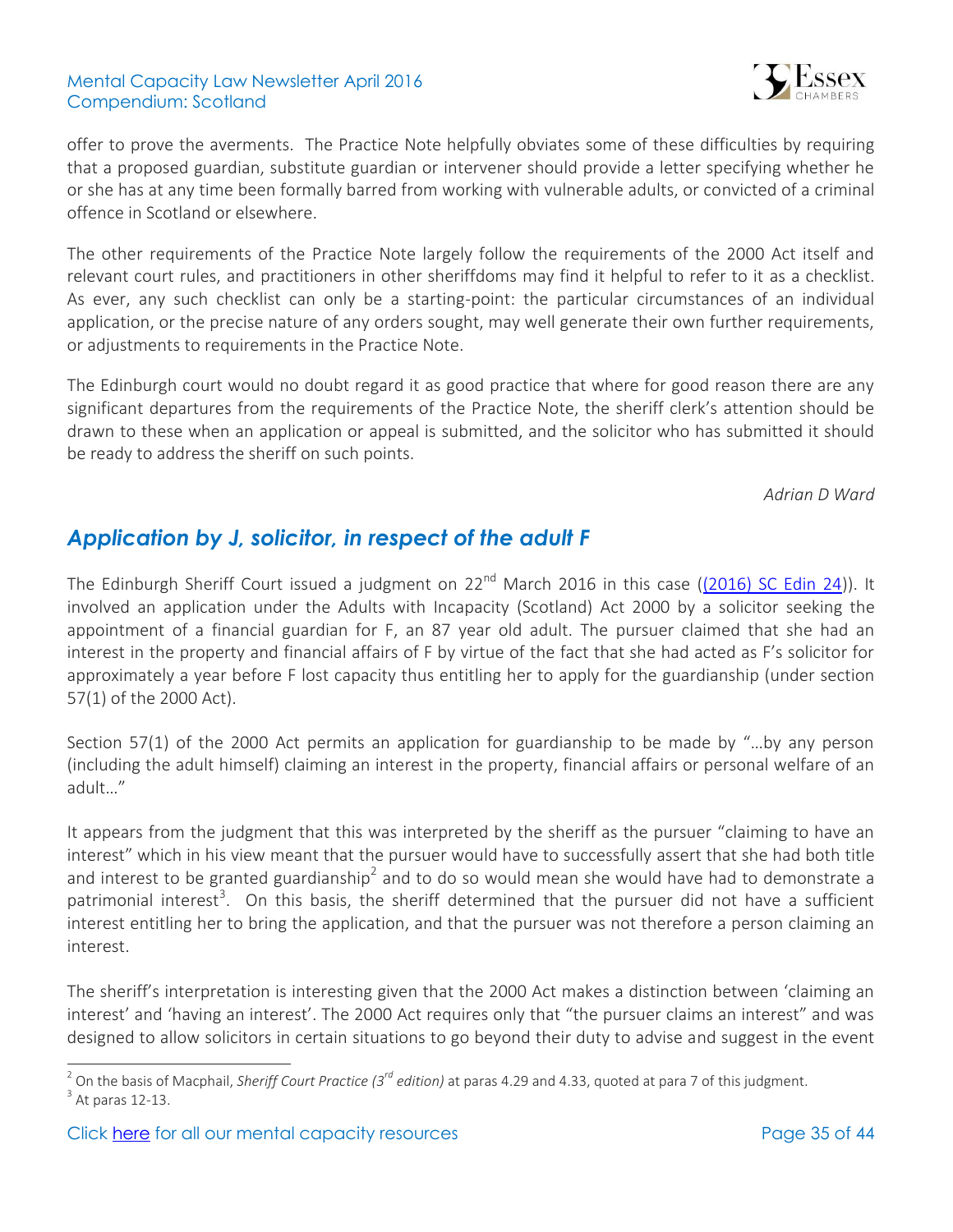offer to prove the averments. The Practice Note helpfully obviates some of these difficulties by requiring that a proposed guardian, substitute guardian or intervener should provide a letter specifying whether he or she has at any time been formally barred from working with vulnerable adults, or convicted of a criminal offence in Scotland or elsewhere.

The other requirements of the Practice Note largely follow the requirements of the 2000 Act itself and relevant court rules, and practitioners in other sheriffdoms may find it helpful to refer to it as a checklist. As ever, any such checklist can only be a starting-point: the particular circumstances of an individual application, or the precise nature of any orders sought, may well generate their own further requirements, or adjustments to requirements in the Practice Note.

The Edinburgh court would no doubt regard it as good practice that where for good reason there are any significant departures from the requirements of the Practice Note, the sheriff clerk's attention should be drawn to these when an application or appeal is submitted, and the solicitor who has submitted it should be ready to address the sheriff on such points.

*Adrian D Ward*

## *Application by J, solicitor, in respect of the adult F*

The Edinburgh Sheriff Court issued a judgment on 22nd March 2016 in this case ((2016) SC Edin 24)). It involved an application under the Adults with Incapacity (Scotland) Act 2000 by a solicitor seeking the appointment of a financial guardian for F, an 87 year old adult. The pursuer claimed that she had an interest in the property and financial affairs of F by virtue of the fact that she had acted as F's solicitor for approximately a year before F lost capacity thus entitling her to apply for the guardianship (under section 57(1) of the 2000 Act).

Section 57(1) of the 2000 Act permits an application for guardianship to be made by "…by any person (including the adult himself) claiming an interest in the property, financial affairs or personal welfare of an adult…"

It appears from the judgment that this was interpreted by the sheriff as the pursuer "claiming to have an interest" which in his view meant that the pursuer would have to successfully assert that she had both title and interest to be granted guardianship[2] and to do so would mean she would have had to demonstrate a patrimonial interest[3]. On this basis, the sheriff determined that the pursuer did not have a sufficient interest entitling her to bring the application, and that the pursuer was not therefore a person claiming an interest.

The sheriff's interpretation is interesting given that the 2000 Act makes a distinction between 'claiming an interest' and 'having an interest'. The 2000 Act requires only that "the pursuer claims an interest" and was designed to allow solicitors in certain situations to go beyond their duty to advise and suggest in the event

---

[2] On the basis of Macphail, *Sheriff Court Practice (3rd edition)* at paras 4.29 and 4.33, quoted at para 7 of this judgment.

[3] At paras 12-13.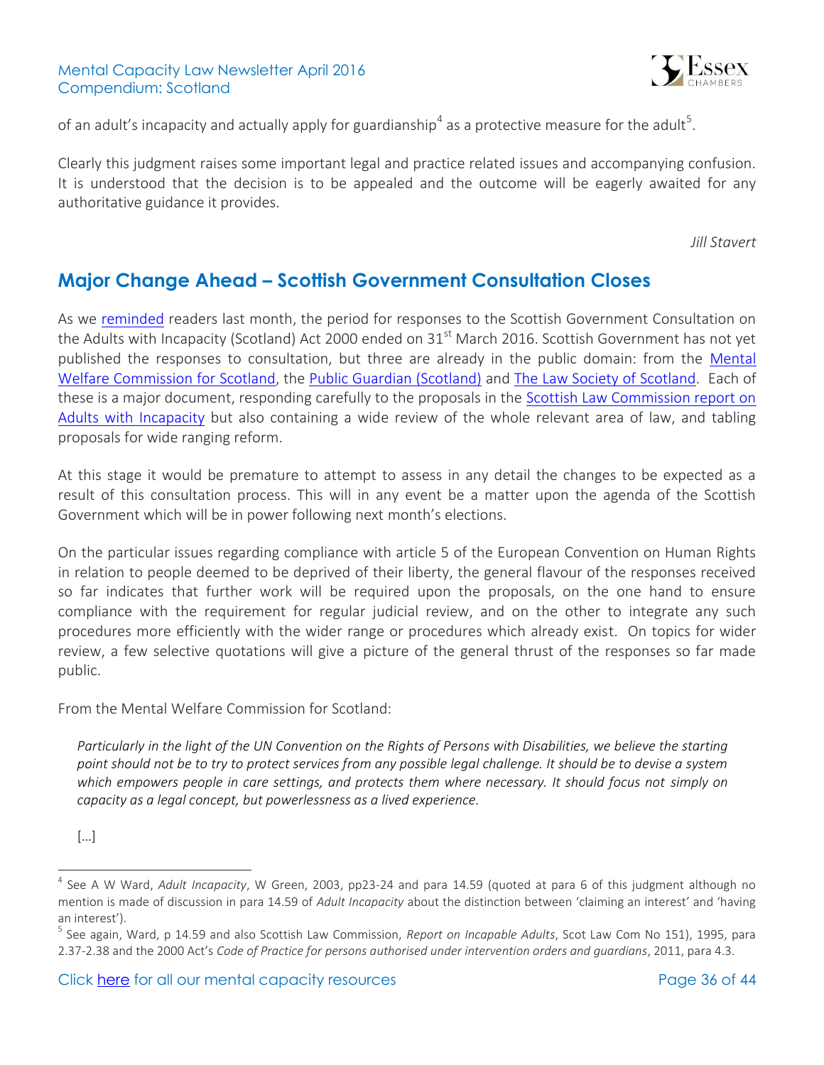of an adult's incapacity and actually apply for guardianship[4] as a protective measure for the adult[5].

Clearly this judgment raises some important legal and practice related issues and accompanying confusion. It is understood that the decision is to be appealed and the outcome will be eagerly awaited for any authoritative guidance it provides.

*Jill Stavert*

## Major Change Ahead – Scottish Government Consultation Closes

As we reminded readers last month, the period for responses to the Scottish Government Consultation on the Adults with Incapacity (Scotland) Act 2000 ended on 31st March 2016. Scottish Government has not yet published the responses to consultation, but three are already in the public domain: from the Mental Welfare Commission for Scotland, the Public Guardian (Scotland) and The Law Society of Scotland. Each of these is a major document, responding carefully to the proposals in the Scottish Law Commission report on Adults with Incapacity but also containing a wide review of the whole relevant area of law, and tabling proposals for wide ranging reform.

At this stage it would be premature to attempt to assess in any detail the changes to be expected as a result of this consultation process. This will in any event be a matter upon the agenda of the Scottish Government which will be in power following next month's elections.

On the particular issues regarding compliance with article 5 of the European Convention on Human Rights in relation to people deemed to be deprived of their liberty, the general flavour of the responses received so far indicates that further work will be required upon the proposals, on the one hand to ensure compliance with the requirement for regular judicial review, and on the other to integrate any such procedures more efficiently with the wider range or procedures which already exist. On topics for wider review, a few selective quotations will give a picture of the general thrust of the responses so far made public.

From the Mental Welfare Commission for Scotland:

> *Particularly in the light of the UN Convention on the Rights of Persons with Disabilities, we believe the starting point should not be to try to protect services from any possible legal challenge. It should be to devise a system which empowers people in care settings, and protects them where necessary. It should focus not simply on capacity as a legal concept, but powerlessness as a lived experience.*
>
> […]

---

[4] See A W Ward, *Adult Incapacity*, W Green, 2003, pp23-24 and para 14.59 (quoted at para 6 of this judgment although no mention is made of discussion in para 14.59 of *Adult Incapacity* about the distinction between 'claiming an interest' and 'having an interest').

[5] See again, Ward, p 14.59 and also Scottish Law Commission, *Report on Incapable Adults*, Scot Law Com No 151), 1995, para 2.37-2.38 and the 2000 Act's *Code of Practice for persons authorised under intervention orders and guardians*, 2011, para 4.3.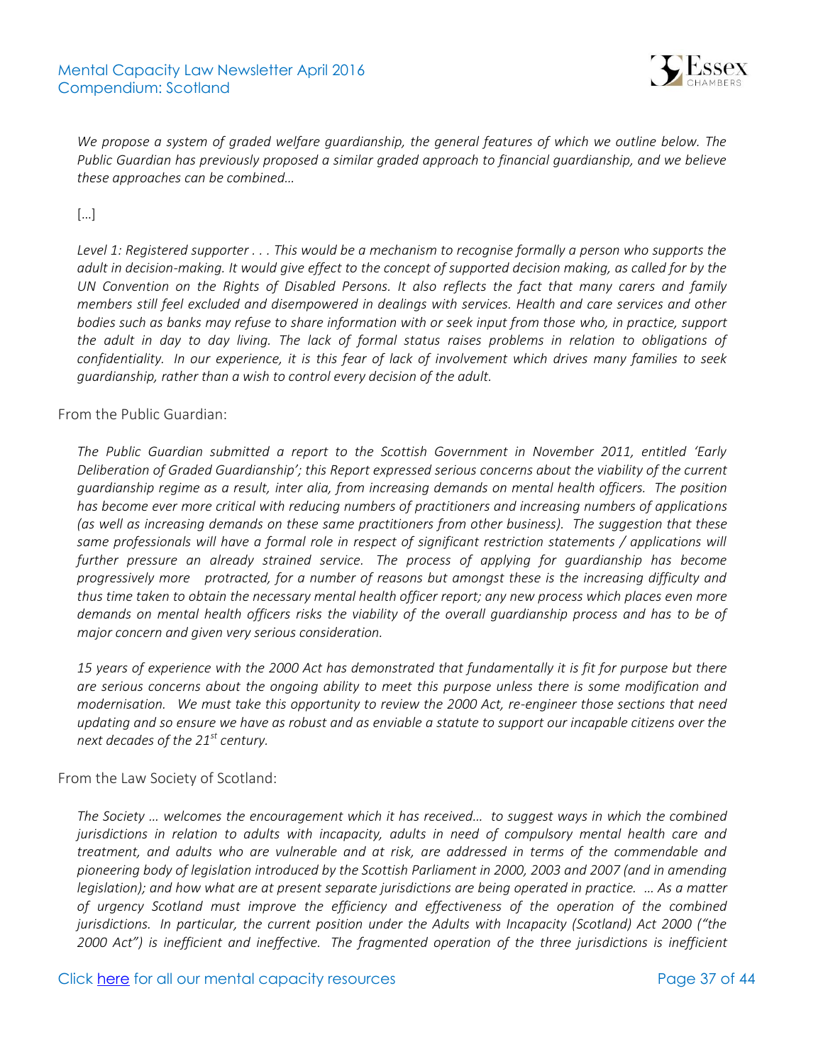*We propose a system of graded welfare guardianship, the general features of which we outline below. The Public Guardian has previously proposed a similar graded approach to financial guardianship, and we believe these approaches can be combined…*

[…]

*Level 1: Registered supporter . . . This would be a mechanism to recognise formally a person who supports the adult in decision-making. It would give effect to the concept of supported decision making, as called for by the UN Convention on the Rights of Disabled Persons. It also reflects the fact that many carers and family members still feel excluded and disempowered in dealings with services. Health and care services and other bodies such as banks may refuse to share information with or seek input from those who, in practice, support the adult in day to day living. The lack of formal status raises problems in relation to obligations of confidentiality. In our experience, it is this fear of lack of involvement which drives many families to seek guardianship, rather than a wish to control every decision of the adult.*

From the Public Guardian:

*The Public Guardian submitted a report to the Scottish Government in November 2011, entitled 'Early Deliberation of Graded Guardianship'; this Report expressed serious concerns about the viability of the current guardianship regime as a result, inter alia, from increasing demands on mental health officers. The position has become ever more critical with reducing numbers of practitioners and increasing numbers of applications (as well as increasing demands on these same practitioners from other business). The suggestion that these same professionals will have a formal role in respect of significant restriction statements / applications will further pressure an already strained service. The process of applying for guardianship has become progressively more protracted, for a number of reasons but amongst these is the increasing difficulty and thus time taken to obtain the necessary mental health officer report; any new process which places even more demands on mental health officers risks the viability of the overall guardianship process and has to be of major concern and given very serious consideration.*

*15 years of experience with the 2000 Act has demonstrated that fundamentally it is fit for purpose but there are serious concerns about the ongoing ability to meet this purpose unless there is some modification and modernisation. We must take this opportunity to review the 2000 Act, re-engineer those sections that need updating and so ensure we have as robust and as enviable a statute to support our incapable citizens over the next decades of the 21st century.*

From the Law Society of Scotland:

*The Society … welcomes the encouragement which it has received… to suggest ways in which the combined jurisdictions in relation to adults with incapacity, adults in need of compulsory mental health care and treatment, and adults who are vulnerable and at risk, are addressed in terms of the commendable and pioneering body of legislation introduced by the Scottish Parliament in 2000, 2003 and 2007 (and in amending legislation); and how what are at present separate jurisdictions are being operated in practice. … As a matter of urgency Scotland must improve the efficiency and effectiveness of the operation of the combined jurisdictions. In particular, the current position under the Adults with Incapacity (Scotland) Act 2000 ("the 2000 Act") is inefficient and ineffective. The fragmented operation of the three jurisdictions is inefficient*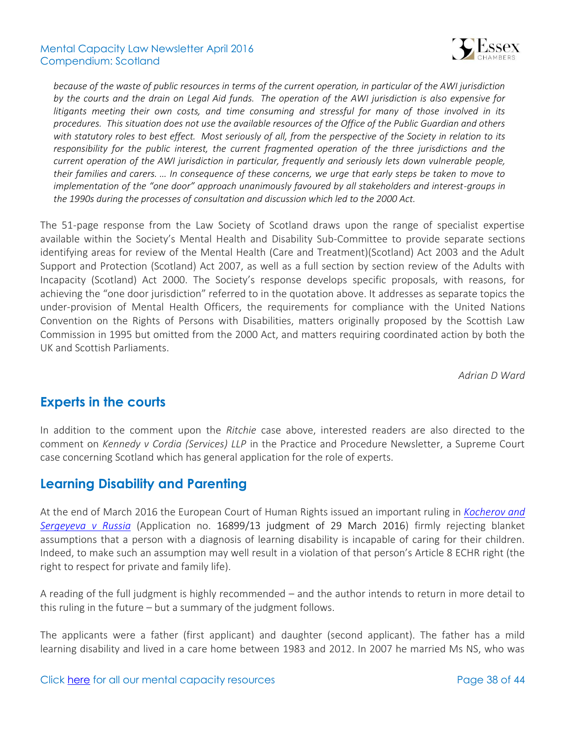*because of the waste of public resources in terms of the current operation, in particular of the AWI jurisdiction by the courts and the drain on Legal Aid funds. The operation of the AWI jurisdiction is also expensive for litigants meeting their own costs, and time consuming and stressful for many of those involved in its procedures. This situation does not use the available resources of the Office of the Public Guardian and others with statutory roles to best effect. Most seriously of all, from the perspective of the Society in relation to its responsibility for the public interest, the current fragmented operation of the three jurisdictions and the current operation of the AWI jurisdiction in particular, frequently and seriously lets down vulnerable people, their families and carers. … In consequence of these concerns, we urge that early steps be taken to move to implementation of the "one door" approach unanimously favoured by all stakeholders and interest-groups in the 1990s during the processes of consultation and discussion which led to the 2000 Act.*

The 51-page response from the Law Society of Scotland draws upon the range of specialist expertise available within the Society's Mental Health and Disability Sub-Committee to provide separate sections identifying areas for review of the Mental Health (Care and Treatment)(Scotland) Act 2003 and the Adult Support and Protection (Scotland) Act 2007, as well as a full section by section review of the Adults with Incapacity (Scotland) Act 2000. The Society's response develops specific proposals, with reasons, for achieving the "one door jurisdiction" referred to in the quotation above. It addresses as separate topics the under-provision of Mental Health Officers, the requirements for compliance with the United Nations Convention on the Rights of Persons with Disabilities, matters originally proposed by the Scottish Law Commission in 1995 but omitted from the 2000 Act, and matters requiring coordinated action by both the UK and Scottish Parliaments.

*Adrian D Ward*

## Experts in the courts

In addition to the comment upon the *Ritchie* case above, interested readers are also directed to the comment on *Kennedy v Cordia (Services) LLP* in the Practice and Procedure Newsletter, a Supreme Court case concerning Scotland which has general application for the role of experts.

## Learning Disability and Parenting

At the end of March 2016 the European Court of Human Rights issued an important ruling in *Kocherov and Sergeyeva v Russia* (Application no. 16899/13 judgment of 29 March 2016) firmly rejecting blanket assumptions that a person with a diagnosis of learning disability is incapable of caring for their children. Indeed, to make such an assumption may well result in a violation of that person's Article 8 ECHR right (the right to respect for private and family life).

A reading of the full judgment is highly recommended – and the author intends to return in more detail to this ruling in the future – but a summary of the judgment follows.

The applicants were a father (first applicant) and daughter (second applicant). The father has a mild learning disability and lived in a care home between 1983 and 2012. In 2007 he married Ms NS, who was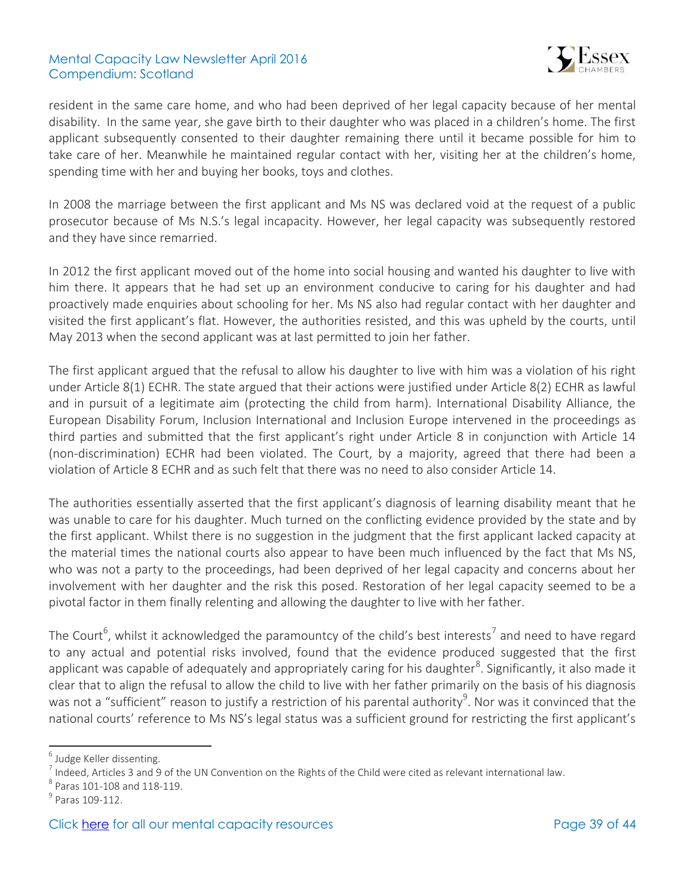resident in the same care home, and who had been deprived of her legal capacity because of her mental disability. In the same year, she gave birth to their daughter who was placed in a children's home. The first applicant subsequently consented to their daughter remaining there until it became possible for him to take care of her. Meanwhile he maintained regular contact with her, visiting her at the children's home, spending time with her and buying her books, toys and clothes.

In 2008 the marriage between the first applicant and Ms NS was declared void at the request of a public prosecutor because of Ms N.S.'s legal incapacity. However, her legal capacity was subsequently restored and they have since remarried.

In 2012 the first applicant moved out of the home into social housing and wanted his daughter to live with him there. It appears that he had set up an environment conducive to caring for his daughter and had proactively made enquiries about schooling for her. Ms NS also had regular contact with her daughter and visited the first applicant's flat. However, the authorities resisted, and this was upheld by the courts, until May 2013 when the second applicant was at last permitted to join her father.

The first applicant argued that the refusal to allow his daughter to live with him was a violation of his right under Article 8(1) ECHR. The state argued that their actions were justified under Article 8(2) ECHR as lawful and in pursuit of a legitimate aim (protecting the child from harm). International Disability Alliance, the European Disability Forum, Inclusion International and Inclusion Europe intervened in the proceedings as third parties and submitted that the first applicant's right under Article 8 in conjunction with Article 14 (non-discrimination) ECHR had been violated. The Court, by a majority, agreed that there had been a violation of Article 8 ECHR and as such felt that there was no need to also consider Article 14.

The authorities essentially asserted that the first applicant's diagnosis of learning disability meant that he was unable to care for his daughter. Much turned on the conflicting evidence provided by the state and by the first applicant. Whilst there is no suggestion in the judgment that the first applicant lacked capacity at the material times the national courts also appear to have been much influenced by the fact that Ms NS, who was not a party to the proceedings, had been deprived of her legal capacity and concerns about her involvement with her daughter and the risk this posed. Restoration of her legal capacity seemed to be a pivotal factor in them finally relenting and allowing the daughter to live with her father.

The Court[6], whilst it acknowledged the paramountcy of the child's best interests[7] and need to have regard to any actual and potential risks involved, found that the evidence produced suggested that the first applicant was capable of adequately and appropriately caring for his daughter[8]. Significantly, it also made it clear that to align the refusal to allow the child to live with her father primarily on the basis of his diagnosis was not a "sufficient" reason to justify a restriction of his parental authority[9]. Nor was it convinced that the national courts' reference to Ms NS's legal status was a sufficient ground for restricting the first applicant's

---

[6] Judge Keller dissenting.

[7] Indeed, Articles 3 and 9 of the UN Convention on the Rights of the Child were cited as relevant international law.

[8] Paras 101-108 and 118-119.

[9] Paras 109-112.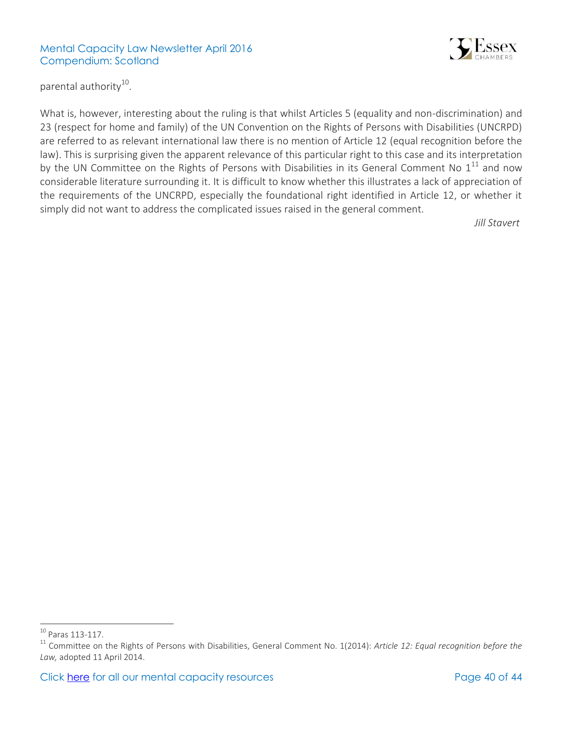parental authority[10].

What is, however, interesting about the ruling is that whilst Articles 5 (equality and non-discrimination) and 23 (respect for home and family) of the UN Convention on the Rights of Persons with Disabilities (UNCRPD) are referred to as relevant international law there is no mention of Article 12 (equal recognition before the law). This is surprising given the apparent relevance of this particular right to this case and its interpretation by the UN Committee on the Rights of Persons with Disabilities in its General Comment No 1[11] and now considerable literature surrounding it. It is difficult to know whether this illustrates a lack of appreciation of the requirements of the UNCRPD, especially the foundational right identified in Article 12, or whether it simply did not want to address the complicated issues raised in the general comment.

*Jill Stavert*

---

[10] Paras 113-117.

[11] Committee on the Rights of Persons with Disabilities, General Comment No. 1(2014): *Article 12: Equal recognition before the Law,* adopted 11 April 2014.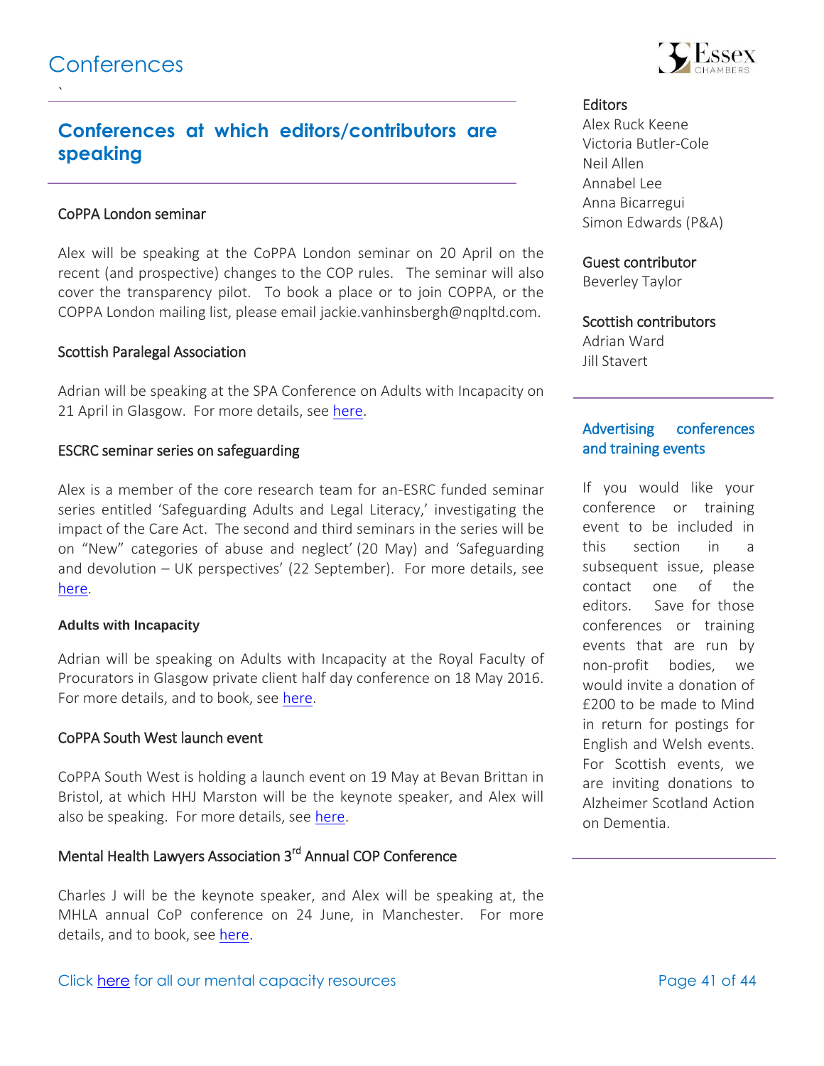# Conferences

## Conferences at which editors/contributors are speaking

### CoPPA London seminar

Alex will be speaking at the CoPPA London seminar on 20 April on the recent (and prospective) changes to the COP rules. The seminar will also cover the transparency pilot. To book a place or to join COPPA, or the COPPA London mailing list, please email jackie.vanhinsbergh@nqpltd.com.

### Scottish Paralegal Association

Adrian will be speaking at the SPA Conference on Adults with Incapacity on 21 April in Glasgow. For more details, see here.

### ESCRC seminar series on safeguarding

Alex is a member of the core research team for an-ESRC funded seminar series entitled 'Safeguarding Adults and Legal Literacy,' investigating the impact of the Care Act. The second and third seminars in the series will be on "New" categories of abuse and neglect' (20 May) and 'Safeguarding and devolution – UK perspectives' (22 September). For more details, see here.

### Adults with Incapacity

Adrian will be speaking on Adults with Incapacity at the Royal Faculty of Procurators in Glasgow private client half day conference on 18 May 2016. For more details, and to book, see here.

### CoPPA South West launch event

CoPPA South West is holding a launch event on 19 May at Bevan Brittan in Bristol, at which HHJ Marston will be the keynote speaker, and Alex will also be speaking. For more details, see here.

### Mental Health Lawyers Association 3rd Annual COP Conference

Charles J will be the keynote speaker, and Alex will be speaking at, the MHLA annual CoP conference on 24 June, in Manchester. For more details, and to book, see here.

Click here for all our mental capacity resources

**Editors**
Alex Ruck Keene
Victoria Butler-Cole
Neil Allen
Annabel Lee
Anna Bicarregui
Simon Edwards (P&A)

**Guest contributor**
Beverley Taylor

**Scottish contributors**
Adrian Ward
Jill Stavert

### Advertising conferences and training events

If you would like your conference or training event to be included in this section in a subsequent issue, please contact one of the editors. Save for those conferences or training events that are run by non-profit bodies, we would invite a donation of £200 to be made to Mind in return for postings for English and Welsh events. For Scottish events, we are inviting donations to Alzheimer Scotland Action on Dementia.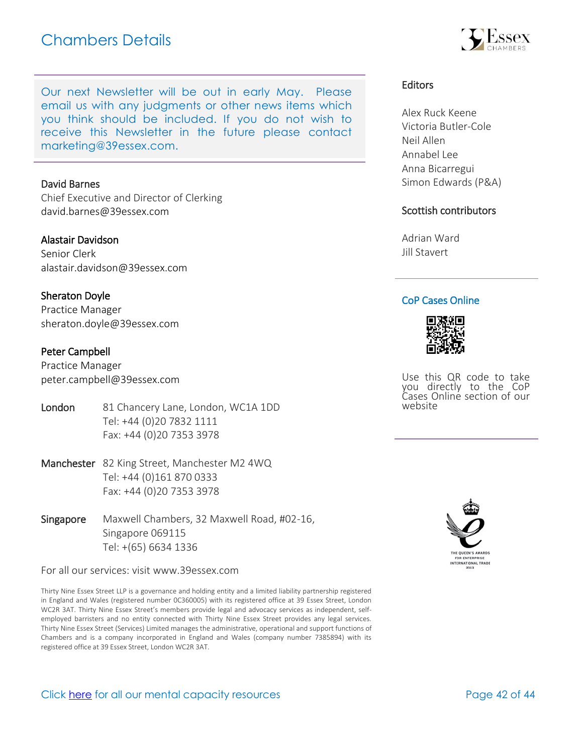# Chambers Details

Our next Newsletter will be out in early May. Please email us with any judgments or other news items which you think should be included. If you do not wish to receive this Newsletter in the future please contact marketing@39essex.com.

**David Barnes**
Chief Executive and Director of Clerking
david.barnes@39essex.com

**Alastair Davidson**
Senior Clerk
alastair.davidson@39essex.com

**Sheraton Doyle**
Practice Manager
sheraton.doyle@39essex.com

**Peter Campbell**
Practice Manager
peter.campbell@39essex.com

**London** 81 Chancery Lane, London, WC1A 1DD
Tel: +44 (0)20 7832 1111
Fax: +44 (0)20 7353 3978

**Manchester** 82 King Street, Manchester M2 4WQ
Tel: +44 (0)161 870 0333
Fax: +44 (0)20 7353 3978

**Singapore** Maxwell Chambers, 32 Maxwell Road, #02-16, Singapore 069115
Tel: +(65) 6634 1336

For all our services: visit www.39essex.com

Thirty Nine Essex Street LLP is a governance and holding entity and a limited liability partnership registered in England and Wales (registered number 0C360005) with its registered office at 39 Essex Street, London WC2R 3AT. Thirty Nine Essex Street's members provide legal and advocacy services as independent, self-employed barristers and no entity connected with Thirty Nine Essex Street provides any legal services. Thirty Nine Essex Street (Services) Limited manages the administrative, operational and support functions of Chambers and is a company incorporated in England and Wales (company number 7385894) with its registered office at 39 Essex Street, London WC2R 3AT.

## Editors

Alex Ruck Keene
Victoria Butler-Cole
Neil Allen
Annabel Lee
Anna Bicarregui
Simon Edwards (P&A)

## Scottish contributors

Adrian Ward
Jill Stavert

## CoP Cases Online

Use this QR code to take you directly to the CoP Cases Online section of our website

THE QUEEN'S AWARDS FOR ENTERPRISE INTERNATIONAL TRADE 2013

Click here for all our mental capacity resources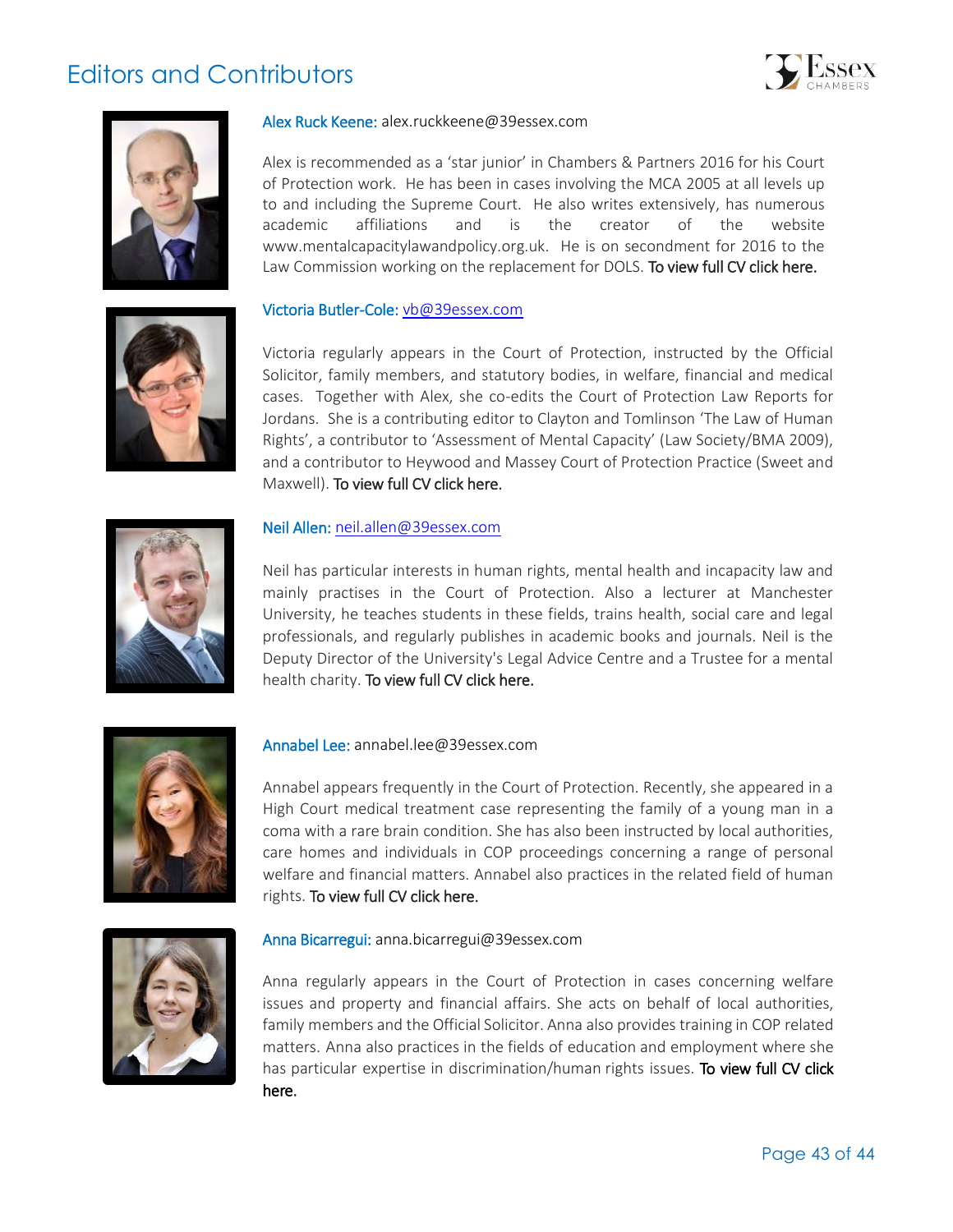# Editors and Contributors

**Alex Ruck Keene:** alex.ruckkeene@39essex.com

Alex is recommended as a 'star junior' in Chambers & Partners 2016 for his Court of Protection work. He has been in cases involving the MCA 2005 at all levels up to and including the Supreme Court. He also writes extensively, has numerous academic affiliations and is the creator of the website www.mentalcapacitylawandpolicy.org.uk. He is on secondment for 2016 to the Law Commission working on the replacement for DOLS. To view full CV click here.

**Victoria Butler-Cole:** vb@39essex.com

Victoria regularly appears in the Court of Protection, instructed by the Official Solicitor, family members, and statutory bodies, in welfare, financial and medical cases. Together with Alex, she co-edits the Court of Protection Law Reports for Jordans. She is a contributing editor to Clayton and Tomlinson 'The Law of Human Rights', a contributor to 'Assessment of Mental Capacity' (Law Society/BMA 2009), and a contributor to Heywood and Massey Court of Protection Practice (Sweet and Maxwell). To view full CV click here.

**Neil Allen:** neil.allen@39essex.com

Neil has particular interests in human rights, mental health and incapacity law and mainly practises in the Court of Protection. Also a lecturer at Manchester University, he teaches students in these fields, trains health, social care and legal professionals, and regularly publishes in academic books and journals. Neil is the Deputy Director of the University's Legal Advice Centre and a Trustee for a mental health charity. To view full CV click here.

**Annabel Lee:** annabel.lee@39essex.com

Annabel appears frequently in the Court of Protection. Recently, she appeared in a High Court medical treatment case representing the family of a young man in a coma with a rare brain condition. She has also been instructed by local authorities, care homes and individuals in COP proceedings concerning a range of personal welfare and financial matters. Annabel also practices in the related field of human rights. To view full CV click here.

**Anna Bicarregui:** anna.bicarregui@39essex.com

Anna regularly appears in the Court of Protection in cases concerning welfare issues and property and financial affairs. She acts on behalf of local authorities, family members and the Official Solicitor. Anna also provides training in COP related matters. Anna also practices in the fields of education and employment where she has particular expertise in discrimination/human rights issues. To view full CV click here.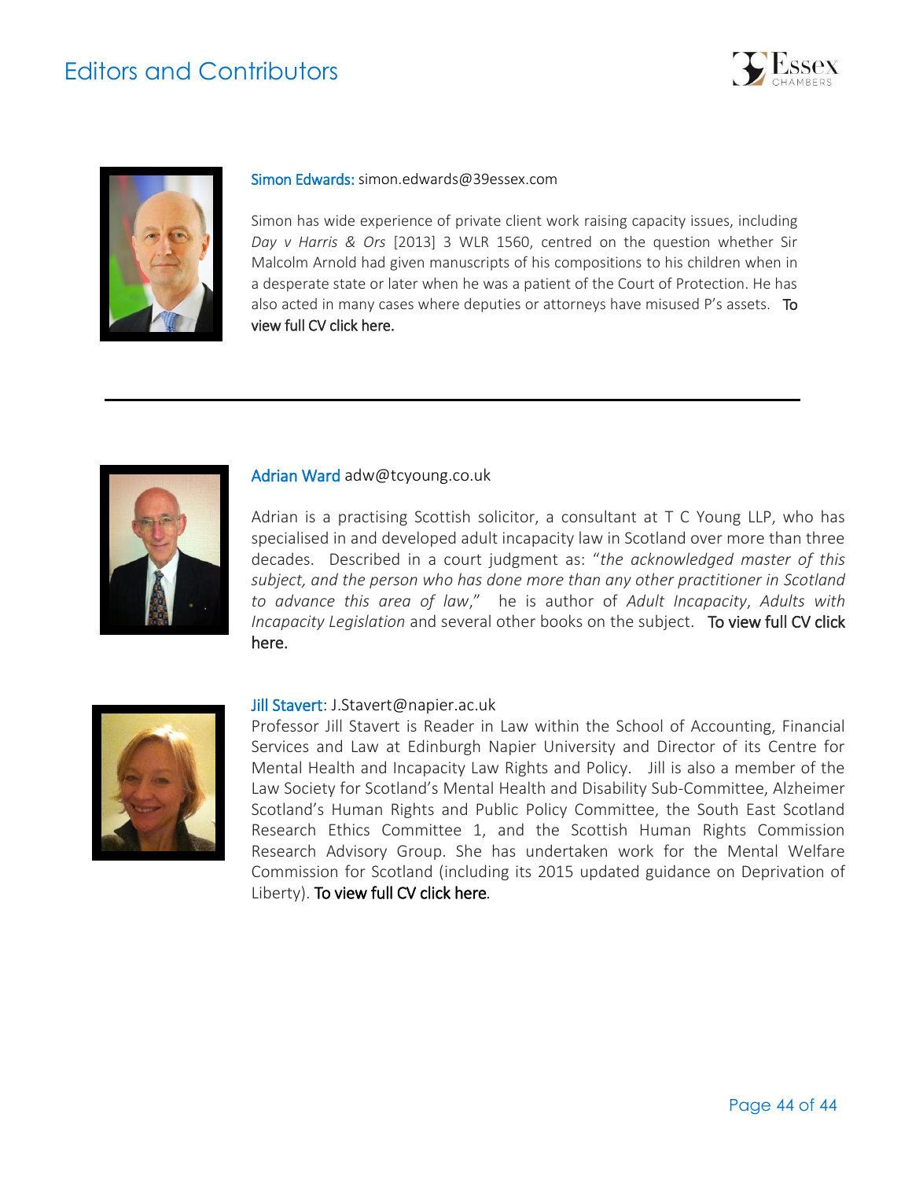# Editors and Contributors

**Simon Edwards:** simon.edwards@39essex.com

Simon has wide experience of private client work raising capacity issues, including *Day v Harris & Ors* [2013] 3 WLR 1560, centred on the question whether Sir Malcolm Arnold had given manuscripts of his compositions to his children when in a desperate state or later when he was a patient of the Court of Protection. He has also acted in many cases where deputies or attorneys have misused P's assets. To view full CV click here.

---

**Adrian Ward** adw@tcyoung.co.uk

Adrian is a practising Scottish solicitor, a consultant at T C Young LLP, who has specialised in and developed adult incapacity law in Scotland over more than three decades. Described in a court judgment as: "*the acknowledged master of this subject, and the person who has done more than any other practitioner in Scotland to advance this area of law*," he is author of *Adult Incapacity*, *Adults with Incapacity Legislation* and several other books on the subject. To view full CV click here.

**Jill Stavert**: J.Stavert@napier.ac.uk

Professor Jill Stavert is Reader in Law within the School of Accounting, Financial Services and Law at Edinburgh Napier University and Director of its Centre for Mental Health and Incapacity Law Rights and Policy. Jill is also a member of the Law Society for Scotland's Mental Health and Disability Sub-Committee, Alzheimer Scotland's Human Rights and Public Policy Committee, the South East Scotland Research Ethics Committee 1, and the Scottish Human Rights Commission Research Advisory Group. She has undertaken work for the Mental Welfare Commission for Scotland (including its 2015 updated guidance on Deprivation of Liberty). To view full CV click here.